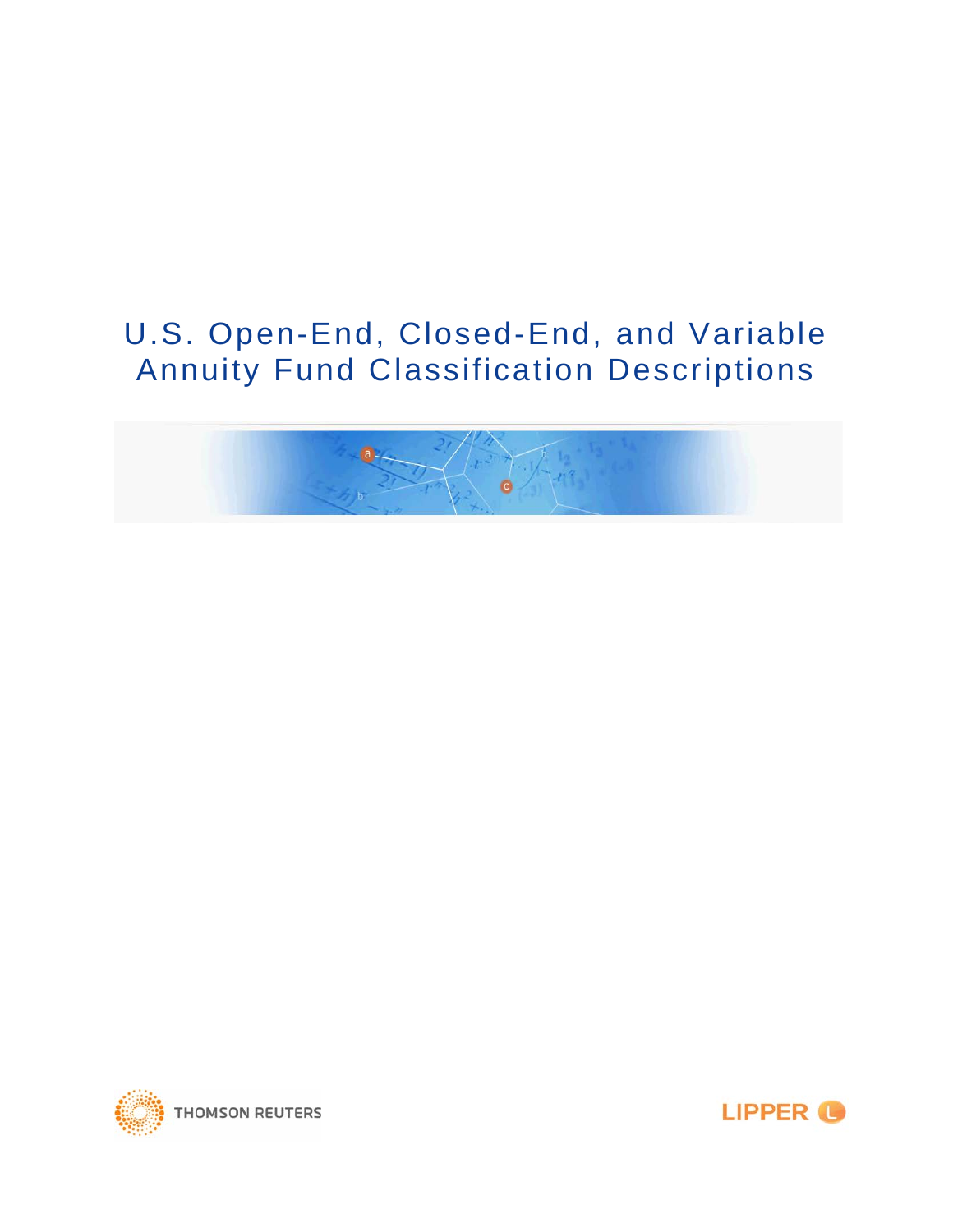# U.S. Open-End, Closed-End, and Variable Annuity Fund Classification Descriptions

THOMSON REUTERS

LIPPER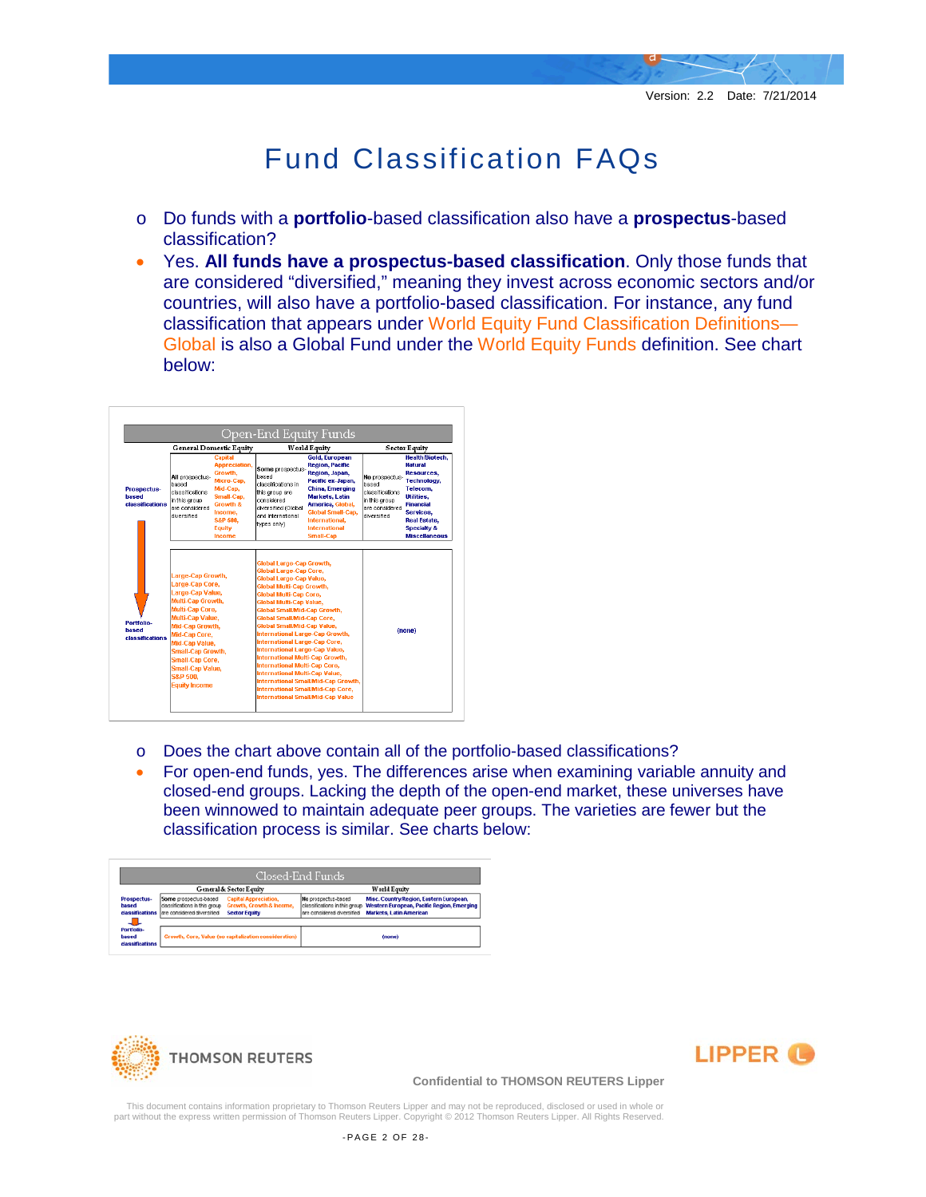# Fund Classification FAQs

- Do funds with a **portfolio**-based classification also have a **prospectus**-based classification?
- Yes. **All funds have a prospectus-based classification**. Only those funds that are considered "diversified," meaning they invest across economic sectors and/or countries, will also have a portfolio-based classification. For instance, any fund classification that appears under World Equity Fund Classification Definitions—Global is also a Global Fund under the World Equity Funds definition. See chart below:

| Open-End Equity Funds | General Domestic Equity | | World Equity | | Sector Equity | |
|---|---|---|---|---|---|---|
| Prospectus-based classifications | All prospectus-based classifications in this group are considered diversified | Capital Appreciation, Growth, Micro-Cap, Mid-Cap, Small-Cap, Growth & Income, S&P 500, Equity Income | Some prospectus-based classifications in this group are considered diversified (Global and international types only) | Gold, European Region, Pacific Region, Japan, Pacific ex-Japan, China, Emerging Markets, Latin America, Global, Global Small-Cap, International, International Small-Cap | No prospectus-based classifications in this group are considered diversified | Health/Biotech, Natural Resources, Technology, Telecom, Utilities, Financial Services, Real Estate, Specialty & Miscellaneous |
| Portfolio-based classifications | Large-Cap Growth, Large-Cap Core, Large-Cap Value, Multi-Cap Growth, Multi-Cap Core, Multi-Cap Value, Mid-Cap Growth, Mid-Cap Core, Mid-Cap Value, Small-Cap Growth, Small-Cap Core, Small-Cap Value, S&P 500, Equity Income | | Global Large-Cap Growth, Global Large-Cap Core, Global Large-Cap Value, Global Multi-Cap Growth, Global Multi-Cap Core, Global Multi-Cap Value, Global Small/Mid-Cap Growth, Global Small/Mid-Cap Core, Global Small/Mid-Cap Value, International Large-Cap Growth, International Large-Cap Core, International Large-Cap Value, International Multi-Cap Growth, International Multi-Cap Core, International Multi-Cap Value, International Small/Mid-Cap Growth, International Small/Mid-Cap Core, International Small/Mid-Cap Value | | (none) | |

- Does the chart above contain all of the portfolio-based classifications?
- For open-end funds, yes. The differences arise when examining variable annuity and closed-end groups. Lacking the depth of the open-end market, these universes have been winnowed to maintain adequate peer groups. The varieties are fewer but the classification process is similar. See charts below:

| Closed-End Funds | General & Sector Equity | | World Equity | |
|---|---|---|---|---|
| Prospectus-based classifications | Some prospectus-based classifications in this group are considered diversified | Capital Appreciation, Growth, Growth & Income, Sector Equity | No prospectus-based classifications in this group are considered diversified | Misc. Country/Region, Eastern European, Western European, Pacific Region, Emerging Markets, Latin American |
| Portfolio-based classifications | Growth, Core, Value (no capitalization consideration) | | (none) | |

Confidential to THOMSON REUTERS Lipper

This document contains information proprietary to Thomson Reuters Lipper and may not be reproduced, disclosed or used in whole or part without the express written permission of Thomson Reuters Lipper. Copyright © 2012 Thomson Reuters Lipper. All Rights Reserved.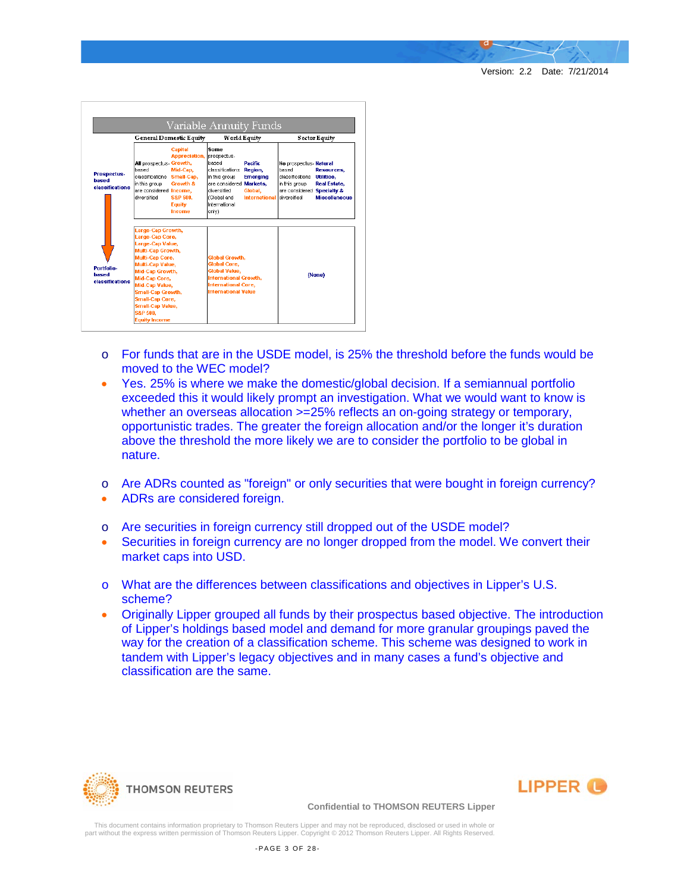| Variable Annuity Funds | General Domestic Equity | | World Equity | | Sector Equity | |
|---|---|---|---|---|---|---|
| Prospectus-based classifications | All prospectus-based classifications in this group are considered diversified | Capital Appreciation, Growth, Mid-Cap, Small-Cap, Growth & Income, S&P 500, Equity Income | Some prospectus-based classifications in this group are considered diversified (Global and International only) | Pacific Region, Emerging Markets, Global, International | No prospectus-based classifications in this group are considered diversified | Natural Resources, Utilities, Real Estate, Specialty & Miscellaneous |
| Portfolio-based classifications | Large-Cap Growth, Large-Cap Core, Large-Cap Value, Multi-Cap Growth, Multi-Cap Core, Multi-Cap Value, Mid-Cap Growth, Mid-Cap Core, Mid-Cap Value, Small-Cap Growth, Small-Cap Core, Small-Cap Value, S&P 500, Equity Income | | Global Growth, Global Core, Global Value, International Growth, International Core, International Value | | (None) | |

- For funds that are in the USDE model, is 25% the threshold before the funds would be moved to the WEC model?
- Yes. 25% is where we make the domestic/global decision. If a semiannual portfolio exceeded this it would likely prompt an investigation. What we would want to know is whether an overseas allocation >=25% reflects an on-going strategy or temporary, opportunistic trades. The greater the foreign allocation and/or the longer it's duration above the threshold the more likely we are to consider the portfolio to be global in nature.

- Are ADRs counted as "foreign" or only securities that were bought in foreign currency?
- ADRs are considered foreign.

- Are securities in foreign currency still dropped out of the USDE model?
- Securities in foreign currency are no longer dropped from the model. We convert their market caps into USD.

- What are the differences between classifications and objectives in Lipper's U.S. scheme?
- Originally Lipper grouped all funds by their prospectus based objective. The introduction of Lipper's holdings based model and demand for more granular groupings paved the way for the creation of a classification scheme. This scheme was designed to work in tandem with Lipper's legacy objectives and in many cases a fund's objective and classification are the same.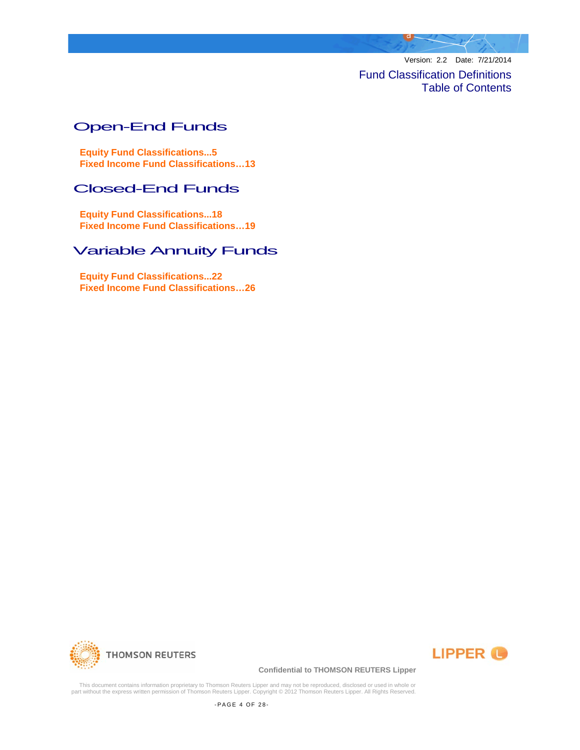Version: 2.2 Date: 7/21/2014

# Fund Classification Definitions
# Table of Contents

## Open-End Funds

**Equity Fund Classifications...5**
**Fixed Income Fund Classifications…13**

## Closed-End Funds

**Equity Fund Classifications...18**
**Fixed Income Fund Classifications…19**

## Variable Annuity Funds

**Equity Fund Classifications...22**
**Fixed Income Fund Classifications…26**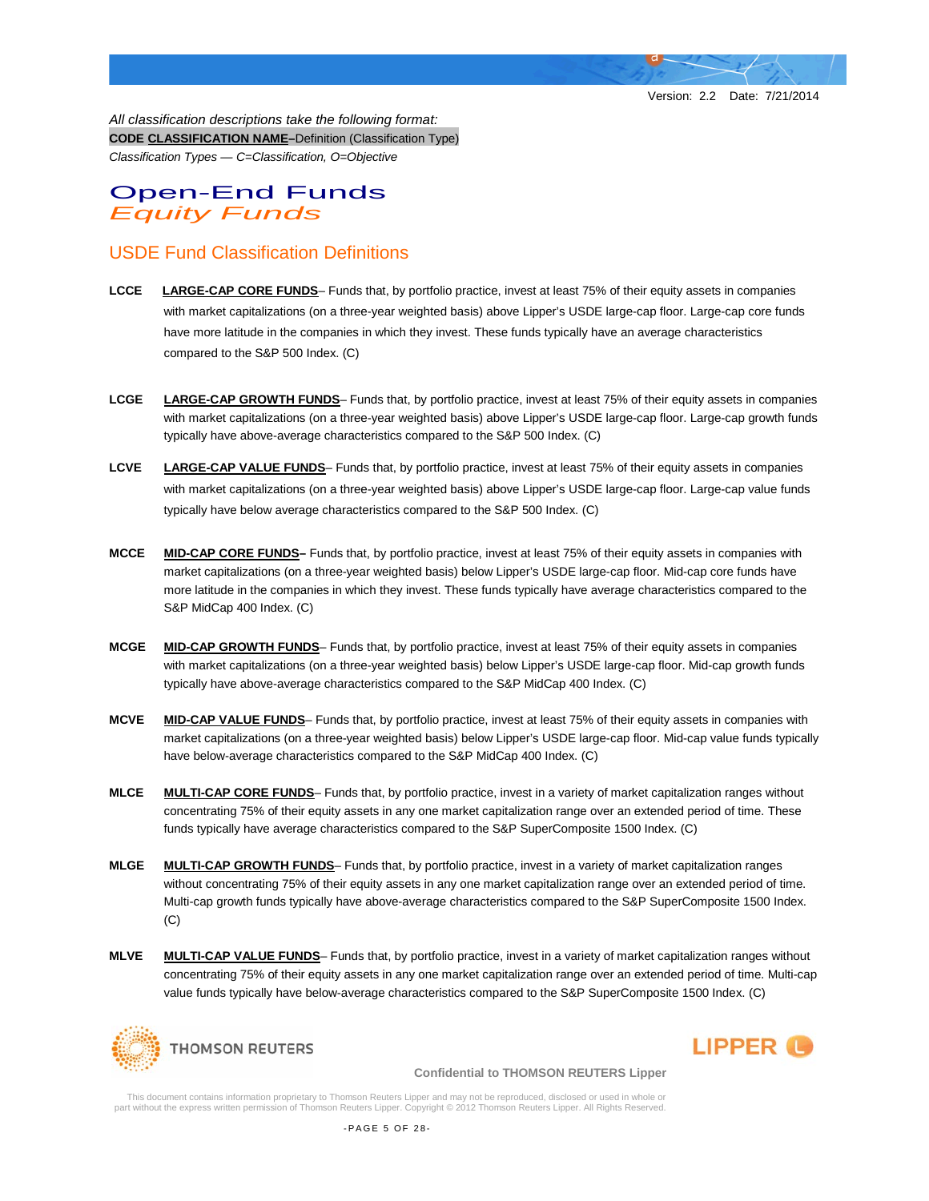*All classification descriptions take the following format:*
**CODE** **CLASSIFICATION NAME**–Definition (Classification Type)
*Classification Types — C=Classification, O=Objective*

# Open-End Funds
## *Equity Funds*

### USDE Fund Classification Definitions

**LCCE** **LARGE-CAP CORE FUNDS**– Funds that, by portfolio practice, invest at least 75% of their equity assets in companies with market capitalizations (on a three-year weighted basis) above Lipper's USDE large-cap floor. Large-cap core funds have more latitude in the companies in which they invest. These funds typically have an average characteristics compared to the S&P 500 Index. (C)

**LCGE** **LARGE-CAP GROWTH FUNDS**– Funds that, by portfolio practice, invest at least 75% of their equity assets in companies with market capitalizations (on a three-year weighted basis) above Lipper's USDE large-cap floor. Large-cap growth funds typically have above-average characteristics compared to the S&P 500 Index. (C)

**LCVE** **LARGE-CAP VALUE FUNDS**– Funds that, by portfolio practice, invest at least 75% of their equity assets in companies with market capitalizations (on a three-year weighted basis) above Lipper's USDE large-cap floor. Large-cap value funds typically have below average characteristics compared to the S&P 500 Index. (C)

**MCCE** **MID-CAP CORE FUNDS–** Funds that, by portfolio practice, invest at least 75% of their equity assets in companies with market capitalizations (on a three-year weighted basis) below Lipper's USDE large-cap floor. Mid-cap core funds have more latitude in the companies in which they invest. These funds typically have average characteristics compared to the S&P MidCap 400 Index. (C)

**MCGE** **MID-CAP GROWTH FUNDS**– Funds that, by portfolio practice, invest at least 75% of their equity assets in companies with market capitalizations (on a three-year weighted basis) below Lipper's USDE large-cap floor. Mid-cap growth funds typically have above-average characteristics compared to the S&P MidCap 400 Index. (C)

**MCVE** **MID-CAP VALUE FUNDS**– Funds that, by portfolio practice, invest at least 75% of their equity assets in companies with market capitalizations (on a three-year weighted basis) below Lipper's USDE large-cap floor. Mid-cap value funds typically have below-average characteristics compared to the S&P MidCap 400 Index. (C)

**MLCE** **MULTI-CAP CORE FUNDS**– Funds that, by portfolio practice, invest in a variety of market capitalization ranges without concentrating 75% of their equity assets in any one market capitalization range over an extended period of time. These funds typically have average characteristics compared to the S&P SuperComposite 1500 Index. (C)

**MLGE** **MULTI-CAP GROWTH FUNDS**– Funds that, by portfolio practice, invest in a variety of market capitalization ranges without concentrating 75% of their equity assets in any one market capitalization range over an extended period of time. Multi-cap growth funds typically have above-average characteristics compared to the S&P SuperComposite 1500 Index. (C)

**MLVE** **MULTI-CAP VALUE FUNDS**– Funds that, by portfolio practice, invest in a variety of market capitalization ranges without concentrating 75% of their equity assets in any one market capitalization range over an extended period of time. Multi-cap value funds typically have below-average characteristics compared to the S&P SuperComposite 1500 Index. (C)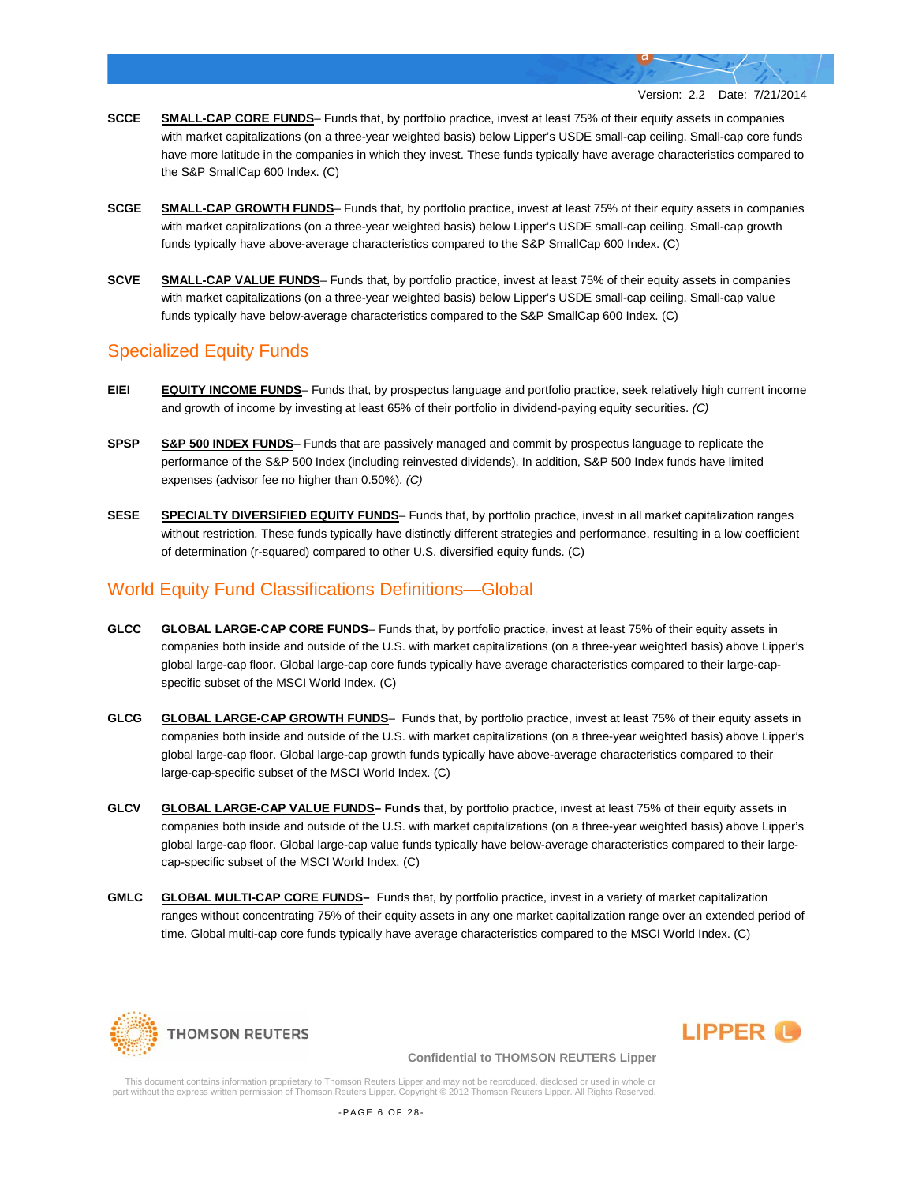**SCCE** **SMALL-CAP CORE FUNDS**– Funds that, by portfolio practice, invest at least 75% of their equity assets in companies with market capitalizations (on a three-year weighted basis) below Lipper's USDE small-cap ceiling. Small-cap core funds have more latitude in the companies in which they invest. These funds typically have average characteristics compared to the S&P SmallCap 600 Index. (C)

**SCGE** **SMALL-CAP GROWTH FUNDS**– Funds that, by portfolio practice, invest at least 75% of their equity assets in companies with market capitalizations (on a three-year weighted basis) below Lipper's USDE small-cap ceiling. Small-cap growth funds typically have above-average characteristics compared to the S&P SmallCap 600 Index. (C)

**SCVE** **SMALL-CAP VALUE FUNDS**– Funds that, by portfolio practice, invest at least 75% of their equity assets in companies with market capitalizations (on a three-year weighted basis) below Lipper's USDE small-cap ceiling. Small-cap value funds typically have below-average characteristics compared to the S&P SmallCap 600 Index. (C)

## Specialized Equity Funds

**EIEI** **EQUITY INCOME FUNDS**– Funds that, by prospectus language and portfolio practice, seek relatively high current income and growth of income by investing at least 65% of their portfolio in dividend-paying equity securities. *(C)*

**SPSP** **S&P 500 INDEX FUNDS**– Funds that are passively managed and commit by prospectus language to replicate the performance of the S&P 500 Index (including reinvested dividends). In addition, S&P 500 Index funds have limited expenses (advisor fee no higher than 0.50%). *(C)*

**SESE** **SPECIALTY DIVERSIFIED EQUITY FUNDS**– Funds that, by portfolio practice, invest in all market capitalization ranges without restriction. These funds typically have distinctly different strategies and performance, resulting in a low coefficient of determination (r-squared) compared to other U.S. diversified equity funds. (C)

## World Equity Fund Classifications Definitions—Global

**GLCC** **GLOBAL LARGE-CAP CORE FUNDS**– Funds that, by portfolio practice, invest at least 75% of their equity assets in companies both inside and outside of the U.S. with market capitalizations (on a three-year weighted basis) above Lipper's global large-cap floor. Global large-cap core funds typically have average characteristics compared to their large-cap-specific subset of the MSCI World Index. (C)

**GLCG** **GLOBAL LARGE-CAP GROWTH FUNDS**– Funds that, by portfolio practice, invest at least 75% of their equity assets in companies both inside and outside of the U.S. with market capitalizations (on a three-year weighted basis) above Lipper's global large-cap floor. Global large-cap growth funds typically have above-average characteristics compared to their large-cap-specific subset of the MSCI World Index. (C)

**GLCV** **GLOBAL LARGE-CAP VALUE FUNDS– Funds** that, by portfolio practice, invest at least 75% of their equity assets in companies both inside and outside of the U.S. with market capitalizations (on a three-year weighted basis) above Lipper's global large-cap floor. Global large-cap value funds typically have below-average characteristics compared to their large-cap-specific subset of the MSCI World Index. (C)

**GMLC** **GLOBAL MULTI-CAP CORE FUNDS–** Funds that, by portfolio practice, invest in a variety of market capitalization ranges without concentrating 75% of their equity assets in any one market capitalization range over an extended period of time. Global multi-cap core funds typically have average characteristics compared to the MSCI World Index. (C)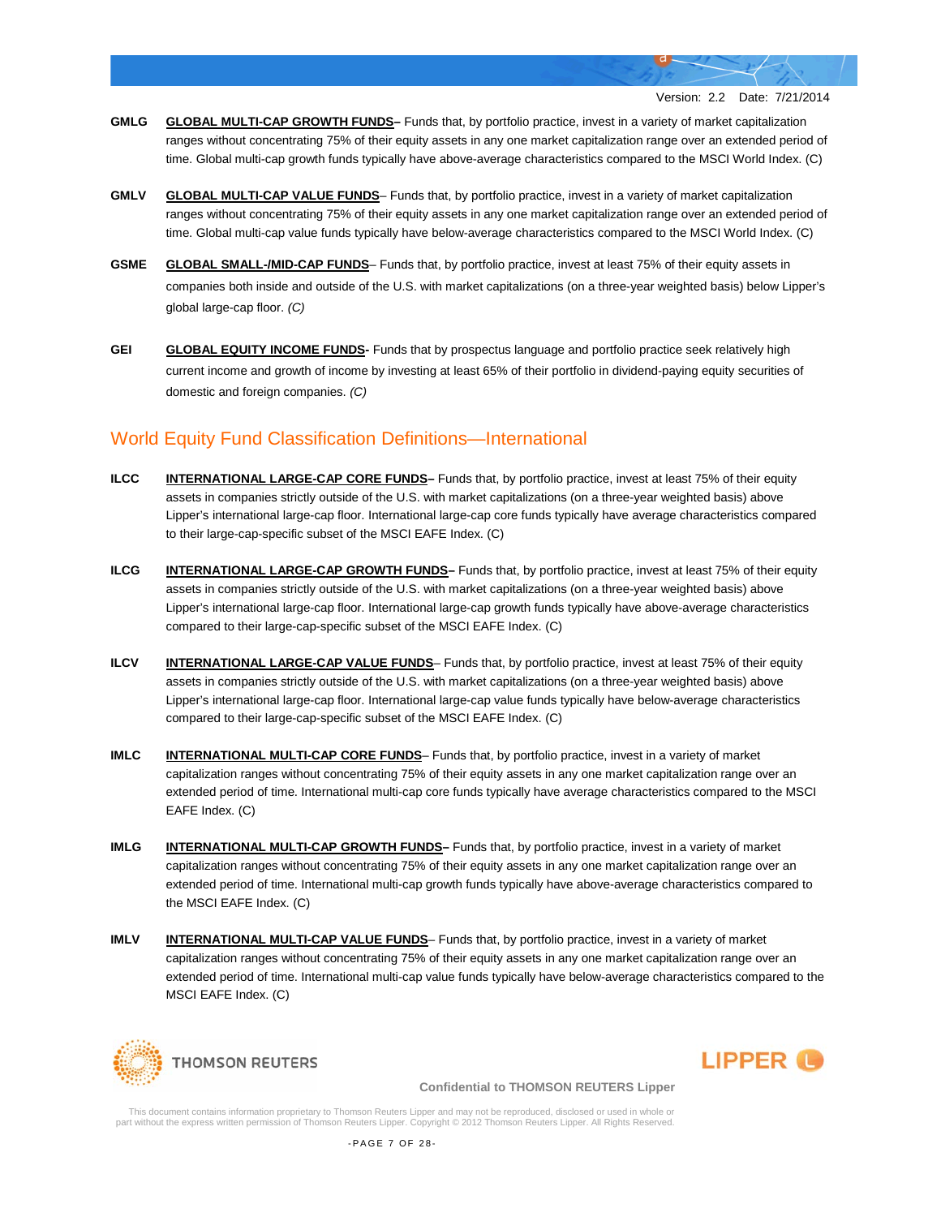**GMLG** **GLOBAL MULTI-CAP GROWTH FUNDS–** Funds that, by portfolio practice, invest in a variety of market capitalization ranges without concentrating 75% of their equity assets in any one market capitalization range over an extended period of time. Global multi-cap growth funds typically have above-average characteristics compared to the MSCI World Index. (C)

**GMLV** **GLOBAL MULTI-CAP VALUE FUNDS**– Funds that, by portfolio practice, invest in a variety of market capitalization ranges without concentrating 75% of their equity assets in any one market capitalization range over an extended period of time. Global multi-cap value funds typically have below-average characteristics compared to the MSCI World Index. (C)

**GSME** **GLOBAL SMALL-/MID-CAP FUNDS**– Funds that, by portfolio practice, invest at least 75% of their equity assets in companies both inside and outside of the U.S. with market capitalizations (on a three-year weighted basis) below Lipper's global large-cap floor. *(C)*

**GEI** **GLOBAL EQUITY INCOME FUNDS-** Funds that by prospectus language and portfolio practice seek relatively high current income and growth of income by investing at least 65% of their portfolio in dividend-paying equity securities of domestic and foreign companies. *(C)*

## World Equity Fund Classification Definitions—International

**ILCC** **INTERNATIONAL LARGE-CAP CORE FUNDS–** Funds that, by portfolio practice, invest at least 75% of their equity assets in companies strictly outside of the U.S. with market capitalizations (on a three-year weighted basis) above Lipper's international large-cap floor. International large-cap core funds typically have average characteristics compared to their large-cap-specific subset of the MSCI EAFE Index. (C)

**ILCG** **INTERNATIONAL LARGE-CAP GROWTH FUNDS–** Funds that, by portfolio practice, invest at least 75% of their equity assets in companies strictly outside of the U.S. with market capitalizations (on a three-year weighted basis) above Lipper's international large-cap floor. International large-cap growth funds typically have above-average characteristics compared to their large-cap-specific subset of the MSCI EAFE Index. (C)

**ILCV** **INTERNATIONAL LARGE-CAP VALUE FUNDS**– Funds that, by portfolio practice, invest at least 75% of their equity assets in companies strictly outside of the U.S. with market capitalizations (on a three-year weighted basis) above Lipper's international large-cap floor. International large-cap value funds typically have below-average characteristics compared to their large-cap-specific subset of the MSCI EAFE Index. (C)

**IMLC** **INTERNATIONAL MULTI-CAP CORE FUNDS**– Funds that, by portfolio practice, invest in a variety of market capitalization ranges without concentrating 75% of their equity assets in any one market capitalization range over an extended period of time. International multi-cap core funds typically have average characteristics compared to the MSCI EAFE Index. (C)

**IMLG** **INTERNATIONAL MULTI-CAP GROWTH FUNDS–** Funds that, by portfolio practice, invest in a variety of market capitalization ranges without concentrating 75% of their equity assets in any one market capitalization range over an extended period of time. International multi-cap growth funds typically have above-average characteristics compared to the MSCI EAFE Index. (C)

**IMLV** **INTERNATIONAL MULTI-CAP VALUE FUNDS**– Funds that, by portfolio practice, invest in a variety of market capitalization ranges without concentrating 75% of their equity assets in any one market capitalization range over an extended period of time. International multi-cap value funds typically have below-average characteristics compared to the MSCI EAFE Index. (C)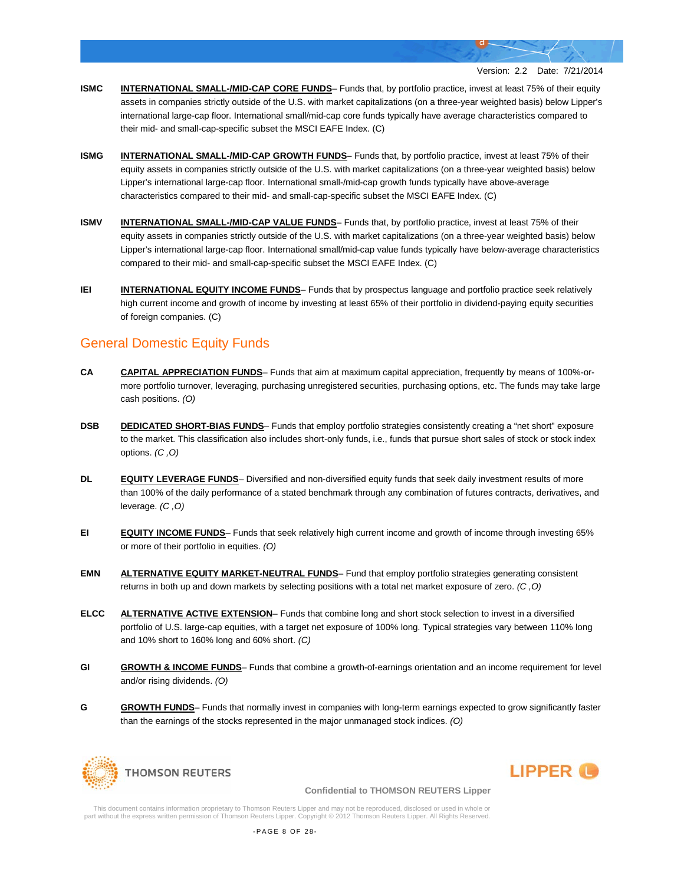**ISMC** **INTERNATIONAL SMALL-/MID-CAP CORE FUNDS**– Funds that, by portfolio practice, invest at least 75% of their equity assets in companies strictly outside of the U.S. with market capitalizations (on a three-year weighted basis) below Lipper's international large-cap floor. International small/mid-cap core funds typically have average characteristics compared to their mid- and small-cap-specific subset the MSCI EAFE Index. (C)

**ISMG** **INTERNATIONAL SMALL-/MID-CAP GROWTH FUNDS–** Funds that, by portfolio practice, invest at least 75% of their equity assets in companies strictly outside of the U.S. with market capitalizations (on a three-year weighted basis) below Lipper's international large-cap floor. International small-/mid-cap growth funds typically have above-average characteristics compared to their mid- and small-cap-specific subset the MSCI EAFE Index. (C)

**ISMV** **INTERNATIONAL SMALL-/MID-CAP VALUE FUNDS**– Funds that, by portfolio practice, invest at least 75% of their equity assets in companies strictly outside of the U.S. with market capitalizations (on a three-year weighted basis) below Lipper's international large-cap floor. International small/mid-cap value funds typically have below-average characteristics compared to their mid- and small-cap-specific subset the MSCI EAFE Index. (C)

**IEI** **INTERNATIONAL EQUITY INCOME FUNDS**– Funds that by prospectus language and portfolio practice seek relatively high current income and growth of income by investing at least 65% of their portfolio in dividend-paying equity securities of foreign companies. (C)

## General Domestic Equity Funds

**CA** **CAPITAL APPRECIATION FUNDS**– Funds that aim at maximum capital appreciation, frequently by means of 100%-or-more portfolio turnover, leveraging, purchasing unregistered securities, purchasing options, etc. The funds may take large cash positions. *(O)*

**DSB** **DEDICATED SHORT-BIAS FUNDS**– Funds that employ portfolio strategies consistently creating a "net short" exposure to the market. This classification also includes short-only funds, i.e., funds that pursue short sales of stock or stock index options. *(C ,O)*

**DL** **EQUITY LEVERAGE FUNDS**– Diversified and non-diversified equity funds that seek daily investment results of more than 100% of the daily performance of a stated benchmark through any combination of futures contracts, derivatives, and leverage. *(C ,O)*

**EI** **EQUITY INCOME FUNDS**– Funds that seek relatively high current income and growth of income through investing 65% or more of their portfolio in equities. *(O)*

**EMN** **ALTERNATIVE EQUITY MARKET-NEUTRAL FUNDS**– Fund that employ portfolio strategies generating consistent returns in both up and down markets by selecting positions with a total net market exposure of zero. *(C ,O)*

**ELCC** **ALTERNATIVE ACTIVE EXTENSION**– Funds that combine long and short stock selection to invest in a diversified portfolio of U.S. large-cap equities, with a target net exposure of 100% long. Typical strategies vary between 110% long and 10% short to 160% long and 60% short. *(C)*

**GI** **GROWTH & INCOME FUNDS**– Funds that combine a growth-of-earnings orientation and an income requirement for level and/or rising dividends. *(O)*

**G** **GROWTH FUNDS**– Funds that normally invest in companies with long-term earnings expected to grow significantly faster than the earnings of the stocks represented in the major unmanaged stock indices. *(O)*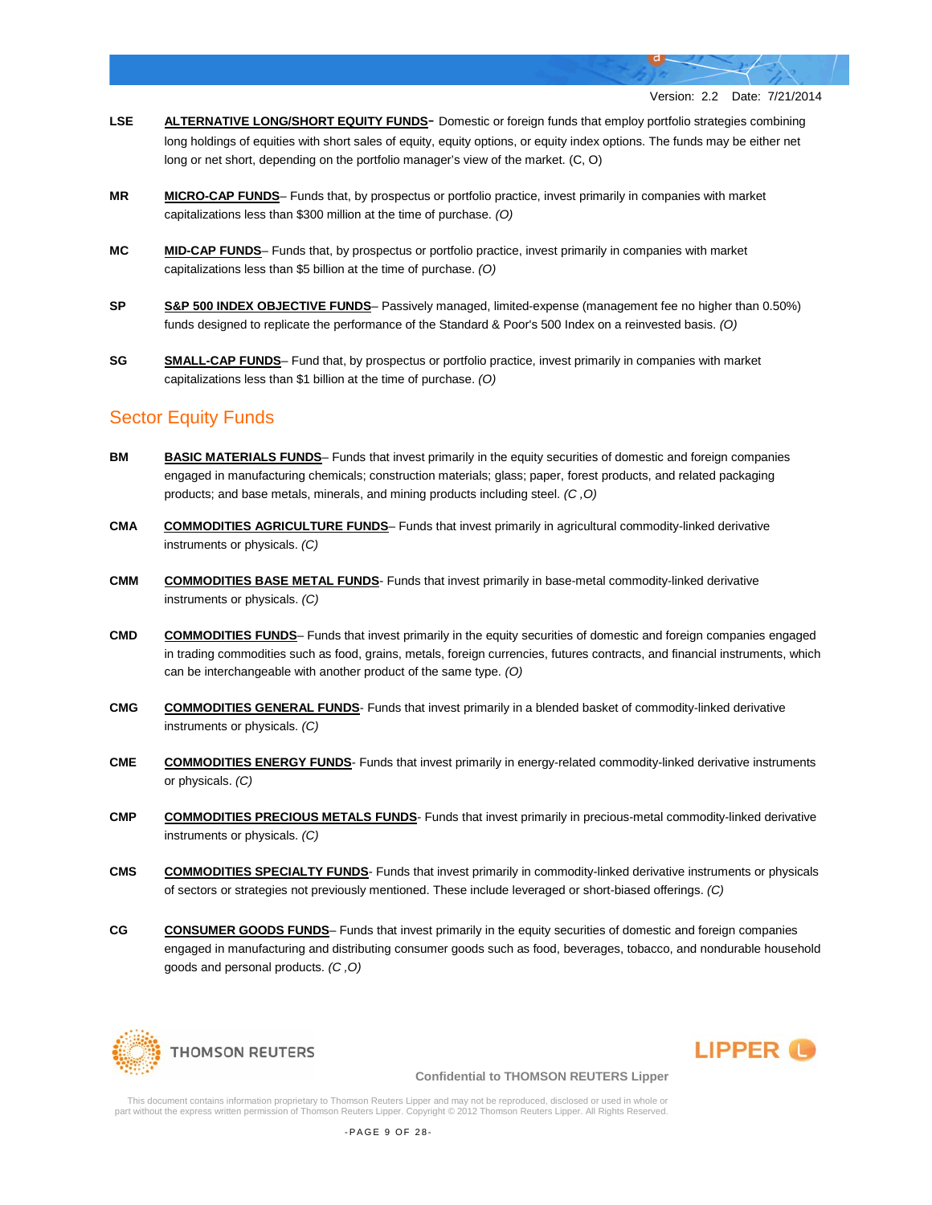**LSE** **ALTERNATIVE LONG/SHORT EQUITY FUNDS**- Domestic or foreign funds that employ portfolio strategies combining long holdings of equities with short sales of equity, equity options, or equity index options. The funds may be either net long or net short, depending on the portfolio manager's view of the market. (C, O)

**MR** **MICRO-CAP FUNDS**– Funds that, by prospectus or portfolio practice, invest primarily in companies with market capitalizations less than $300 million at the time of purchase. *(O)*

**MC** **MID-CAP FUNDS**– Funds that, by prospectus or portfolio practice, invest primarily in companies with market capitalizations less than $5 billion at the time of purchase. *(O)*

**SP** **S&P 500 INDEX OBJECTIVE FUNDS**– Passively managed, limited-expense (management fee no higher than 0.50%) funds designed to replicate the performance of the Standard & Poor's 500 Index on a reinvested basis. *(O)*

**SG** **SMALL-CAP FUNDS**– Fund that, by prospectus or portfolio practice, invest primarily in companies with market capitalizations less than $1 billion at the time of purchase. *(O)*

## Sector Equity Funds

**BM** **BASIC MATERIALS FUNDS**– Funds that invest primarily in the equity securities of domestic and foreign companies engaged in manufacturing chemicals; construction materials; glass; paper, forest products, and related packaging products; and base metals, minerals, and mining products including steel. *(C ,O)*

**CMA** **COMMODITIES AGRICULTURE FUNDS**– Funds that invest primarily in agricultural commodity-linked derivative instruments or physicals. *(C)*

**CMM** **COMMODITIES BASE METAL FUNDS**- Funds that invest primarily in base-metal commodity-linked derivative instruments or physicals. *(C)*

**CMD** **COMMODITIES FUNDS**– Funds that invest primarily in the equity securities of domestic and foreign companies engaged in trading commodities such as food, grains, metals, foreign currencies, futures contracts, and financial instruments, which can be interchangeable with another product of the same type. *(O)*

**CMG** **COMMODITIES GENERAL FUNDS**- Funds that invest primarily in a blended basket of commodity-linked derivative instruments or physicals. *(C)*

**CME** **COMMODITIES ENERGY FUNDS**- Funds that invest primarily in energy-related commodity-linked derivative instruments or physicals. *(C)*

**CMP** **COMMODITIES PRECIOUS METALS FUNDS**- Funds that invest primarily in precious-metal commodity-linked derivative instruments or physicals. *(C)*

**CMS** **COMMODITIES SPECIALTY FUNDS**- Funds that invest primarily in commodity-linked derivative instruments or physicals of sectors or strategies not previously mentioned. These include leveraged or short-biased offerings. *(C)*

**CG** **CONSUMER GOODS FUNDS**– Funds that invest primarily in the equity securities of domestic and foreign companies engaged in manufacturing and distributing consumer goods such as food, beverages, tobacco, and nondurable household goods and personal products. *(C ,O)*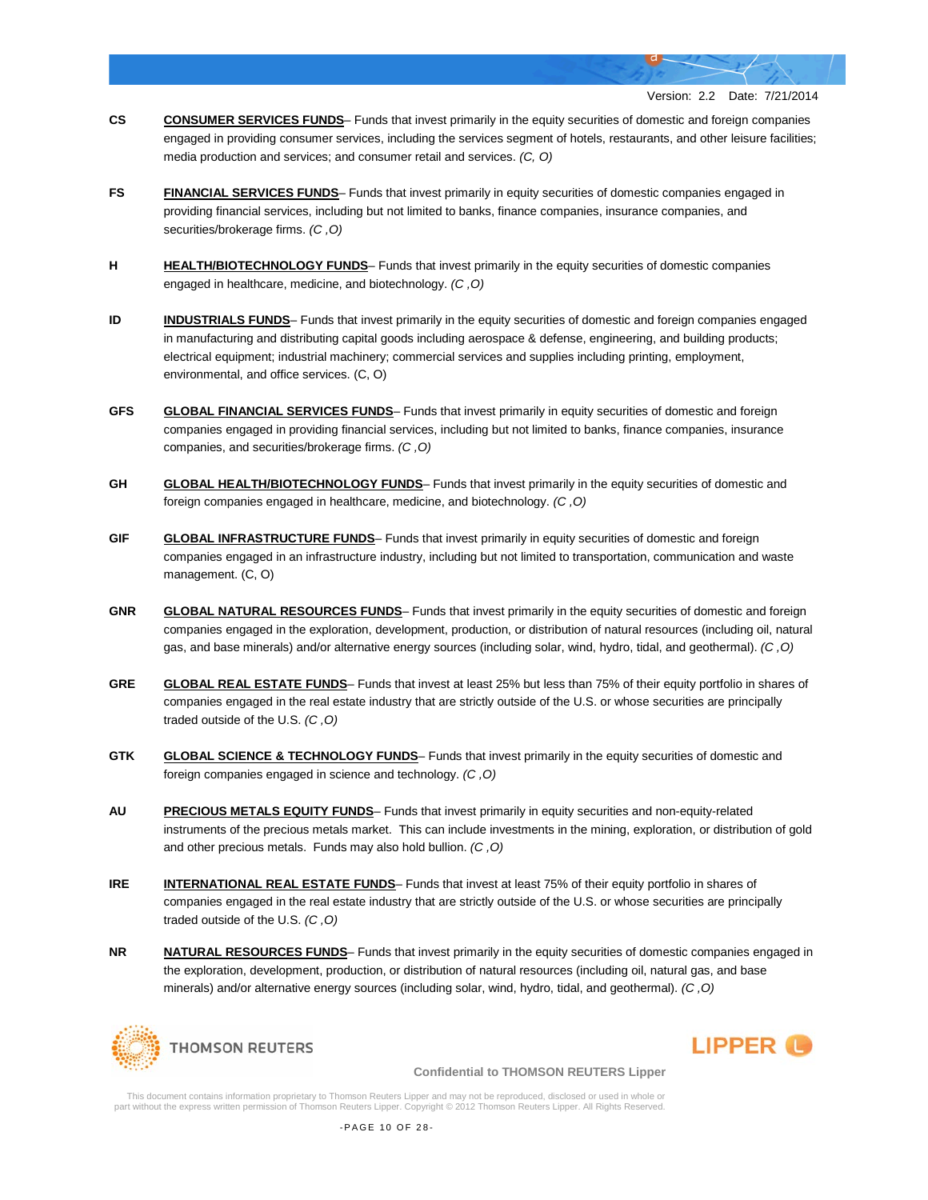**CS** **CONSUMER SERVICES FUNDS**– Funds that invest primarily in the equity securities of domestic and foreign companies engaged in providing consumer services, including the services segment of hotels, restaurants, and other leisure facilities; media production and services; and consumer retail and services. *(C, O)*

**FS** **FINANCIAL SERVICES FUNDS**– Funds that invest primarily in equity securities of domestic companies engaged in providing financial services, including but not limited to banks, finance companies, insurance companies, and securities/brokerage firms. *(C ,O)*

**H** **HEALTH/BIOTECHNOLOGY FUNDS**– Funds that invest primarily in the equity securities of domestic companies engaged in healthcare, medicine, and biotechnology. *(C ,O)*

**ID** **INDUSTRIALS FUNDS**– Funds that invest primarily in the equity securities of domestic and foreign companies engaged in manufacturing and distributing capital goods including aerospace & defense, engineering, and building products; electrical equipment; industrial machinery; commercial services and supplies including printing, employment, environmental, and office services. (C, O)

**GFS** **GLOBAL FINANCIAL SERVICES FUNDS**– Funds that invest primarily in equity securities of domestic and foreign companies engaged in providing financial services, including but not limited to banks, finance companies, insurance companies, and securities/brokerage firms. *(C ,O)*

**GH** **GLOBAL HEALTH/BIOTECHNOLOGY FUNDS**– Funds that invest primarily in the equity securities of domestic and foreign companies engaged in healthcare, medicine, and biotechnology. *(C ,O)*

**GIF** **GLOBAL INFRASTRUCTURE FUNDS**– Funds that invest primarily in equity securities of domestic and foreign companies engaged in an infrastructure industry, including but not limited to transportation, communication and waste management. (C, O)

**GNR** **GLOBAL NATURAL RESOURCES FUNDS**– Funds that invest primarily in the equity securities of domestic and foreign companies engaged in the exploration, development, production, or distribution of natural resources (including oil, natural gas, and base minerals) and/or alternative energy sources (including solar, wind, hydro, tidal, and geothermal). *(C ,O)*

**GRE** **GLOBAL REAL ESTATE FUNDS**– Funds that invest at least 25% but less than 75% of their equity portfolio in shares of companies engaged in the real estate industry that are strictly outside of the U.S. or whose securities are principally traded outside of the U.S. *(C ,O)*

**GTK** **GLOBAL SCIENCE & TECHNOLOGY FUNDS**– Funds that invest primarily in the equity securities of domestic and foreign companies engaged in science and technology. *(C ,O)*

**AU** **PRECIOUS METALS EQUITY FUNDS**– Funds that invest primarily in equity securities and non-equity-related instruments of the precious metals market. This can include investments in the mining, exploration, or distribution of gold and other precious metals. Funds may also hold bullion. *(C ,O)*

**IRE** **INTERNATIONAL REAL ESTATE FUNDS**– Funds that invest at least 75% of their equity portfolio in shares of companies engaged in the real estate industry that are strictly outside of the U.S. or whose securities are principally traded outside of the U.S. *(C ,O)*

**NR** **NATURAL RESOURCES FUNDS**– Funds that invest primarily in the equity securities of domestic companies engaged in the exploration, development, production, or distribution of natural resources (including oil, natural gas, and base minerals) and/or alternative energy sources (including solar, wind, hydro, tidal, and geothermal). *(C ,O)*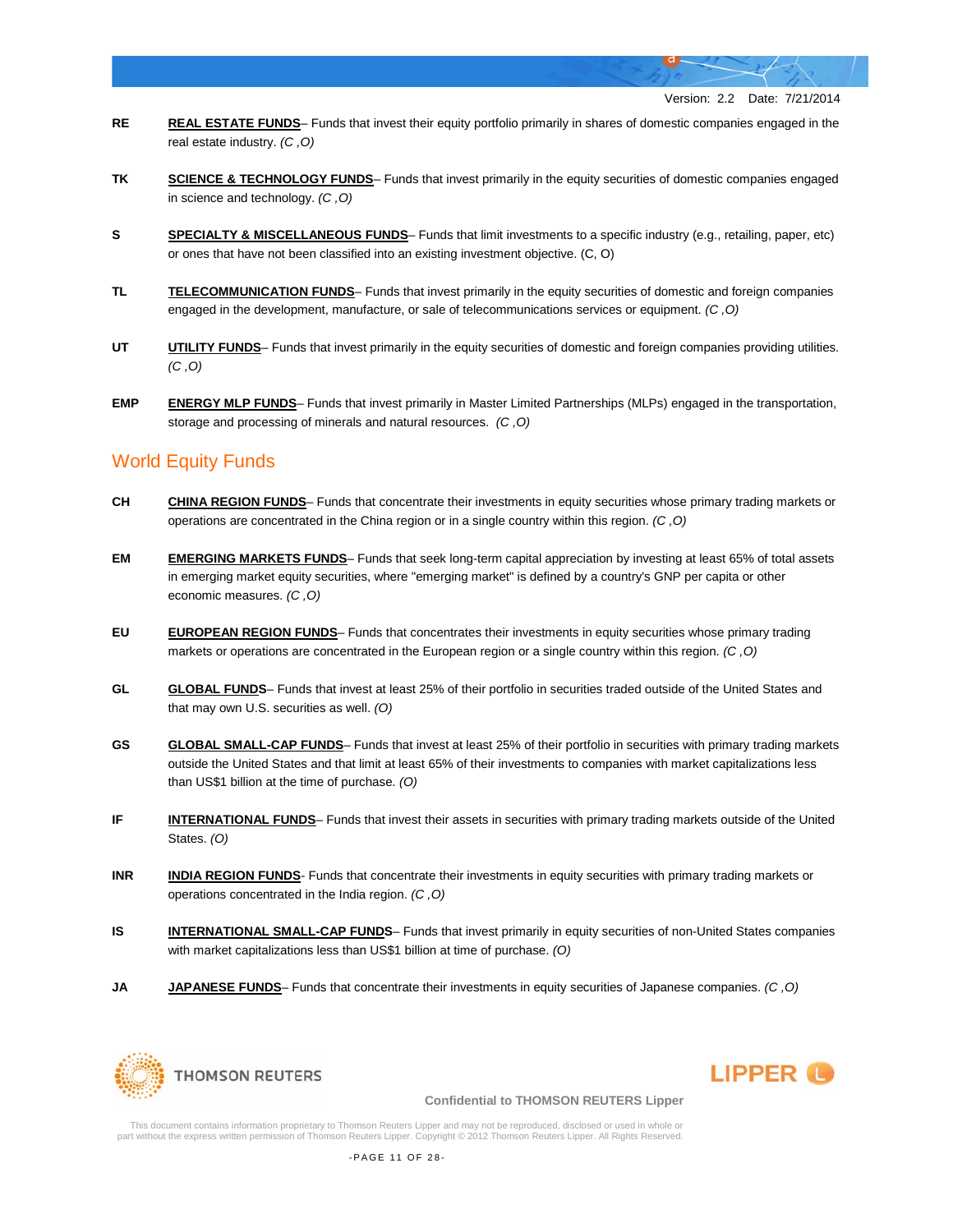**RE** **REAL ESTATE FUNDS**– Funds that invest their equity portfolio primarily in shares of domestic companies engaged in the real estate industry. *(C ,O)*

**TK** **SCIENCE & TECHNOLOGY FUNDS**– Funds that invest primarily in the equity securities of domestic companies engaged in science and technology. *(C ,O)*

**S** **SPECIALTY & MISCELLANEOUS FUNDS**– Funds that limit investments to a specific industry (e.g., retailing, paper, etc) or ones that have not been classified into an existing investment objective. (C, O)

**TL** **TELECOMMUNICATION FUNDS**– Funds that invest primarily in the equity securities of domestic and foreign companies engaged in the development, manufacture, or sale of telecommunications services or equipment. *(C ,O)*

**UT** **UTILITY FUNDS**– Funds that invest primarily in the equity securities of domestic and foreign companies providing utilities. *(C ,O)*

**EMP** **ENERGY MLP FUNDS**– Funds that invest primarily in Master Limited Partnerships (MLPs) engaged in the transportation, storage and processing of minerals and natural resources. *(C ,O)*

## World Equity Funds

**CH** **CHINA REGION FUNDS**– Funds that concentrate their investments in equity securities whose primary trading markets or operations are concentrated in the China region or in a single country within this region. *(C ,O)*

**EM** **EMERGING MARKETS FUNDS**– Funds that seek long-term capital appreciation by investing at least 65% of total assets in emerging market equity securities, where "emerging market" is defined by a country's GNP per capita or other economic measures. *(C ,O)*

**EU** **EUROPEAN REGION FUNDS**– Funds that concentrates their investments in equity securities whose primary trading markets or operations are concentrated in the European region or a single country within this region. *(C ,O)*

**GL** **GLOBAL FUNDS**– Funds that invest at least 25% of their portfolio in securities traded outside of the United States and that may own U.S. securities as well. *(O)*

**GS** **GLOBAL SMALL-CAP FUNDS**– Funds that invest at least 25% of their portfolio in securities with primary trading markets outside the United States and that limit at least 65% of their investments to companies with market capitalizations less than US$1 billion at the time of purchase. *(O)*

**IF** **INTERNATIONAL FUNDS**– Funds that invest their assets in securities with primary trading markets outside of the United States. *(O)*

**INR** **INDIA REGION FUNDS**- Funds that concentrate their investments in equity securities with primary trading markets or operations concentrated in the India region. *(C ,O)*

**IS** **INTERNATIONAL SMALL-CAP FUNDS**– Funds that invest primarily in equity securities of non-United States companies with market capitalizations less than US$1 billion at time of purchase. *(O)*

**JA** **JAPANESE FUNDS**– Funds that concentrate their investments in equity securities of Japanese companies. *(C ,O)*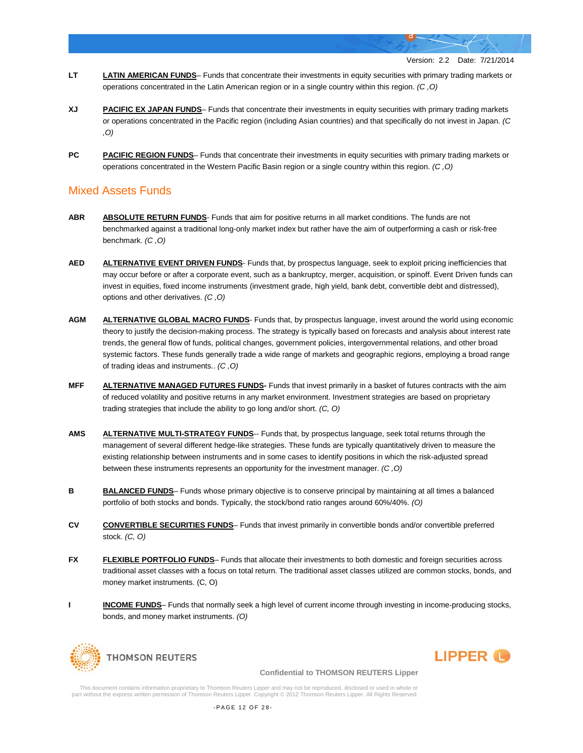**LT** **LATIN AMERICAN FUNDS**– Funds that concentrate their investments in equity securities with primary trading markets or operations concentrated in the Latin American region or in a single country within this region. *(C ,O)*

**XJ** **PACIFIC EX JAPAN FUNDS**– Funds that concentrate their investments in equity securities with primary trading markets or operations concentrated in the Pacific region (including Asian countries) and that specifically do not invest in Japan. *(C ,O)*

**PC** **PACIFIC REGION FUNDS**– Funds that concentrate their investments in equity securities with primary trading markets or operations concentrated in the Western Pacific Basin region or a single country within this region. *(C ,O)*

## Mixed Assets Funds

**ABR** **ABSOLUTE RETURN FUNDS**- Funds that aim for positive returns in all market conditions. The funds are not benchmarked against a traditional long-only market index but rather have the aim of outperforming a cash or risk-free benchmark. *(C ,O)*

**AED** **ALTERNATIVE EVENT DRIVEN FUNDS**- Funds that, by prospectus language, seek to exploit pricing inefficiencies that may occur before or after a corporate event, such as a bankruptcy, merger, acquisition, or spinoff. Event Driven funds can invest in equities, fixed income instruments (investment grade, high yield, bank debt, convertible debt and distressed), options and other derivatives. *(C ,O)*

**AGM** **ALTERNATIVE GLOBAL MACRO FUNDS**- Funds that, by prospectus language, invest around the world using economic theory to justify the decision-making process. The strategy is typically based on forecasts and analysis about interest rate trends, the general flow of funds, political changes, government policies, intergovernmental relations, and other broad systemic factors. These funds generally trade a wide range of markets and geographic regions, employing a broad range of trading ideas and instruments.. *(C ,O)*

**MFF** **ALTERNATIVE MANAGED FUTURES FUNDS-** Funds that invest primarily in a basket of futures contracts with the aim of reduced volatility and positive returns in any market environment. Investment strategies are based on proprietary trading strategies that include the ability to go long and/or short. *(C, O)*

**AMS** **ALTERNATIVE MULTI-STRATEGY FUNDS**-- Funds that, by prospectus language, seek total returns through the management of several different hedge-like strategies. These funds are typically quantitatively driven to measure the existing relationship between instruments and in some cases to identify positions in which the risk-adjusted spread between these instruments represents an opportunity for the investment manager. *(C ,O)*

**B** **BALANCED FUNDS**– Funds whose primary objective is to conserve principal by maintaining at all times a balanced portfolio of both stocks and bonds. Typically, the stock/bond ratio ranges around 60%/40%. *(O)*

**CV** **CONVERTIBLE SECURITIES FUNDS**– Funds that invest primarily in convertible bonds and/or convertible preferred stock. *(C, O)*

**FX** **FLEXIBLE PORTFOLIO FUNDS**– Funds that allocate their investments to both domestic and foreign securities across traditional asset classes with a focus on total return. The traditional asset classes utilized are common stocks, bonds, and money market instruments. (C, O)

**I** **INCOME FUNDS**– Funds that normally seek a high level of current income through investing in income-producing stocks, bonds, and money market instruments. *(O)*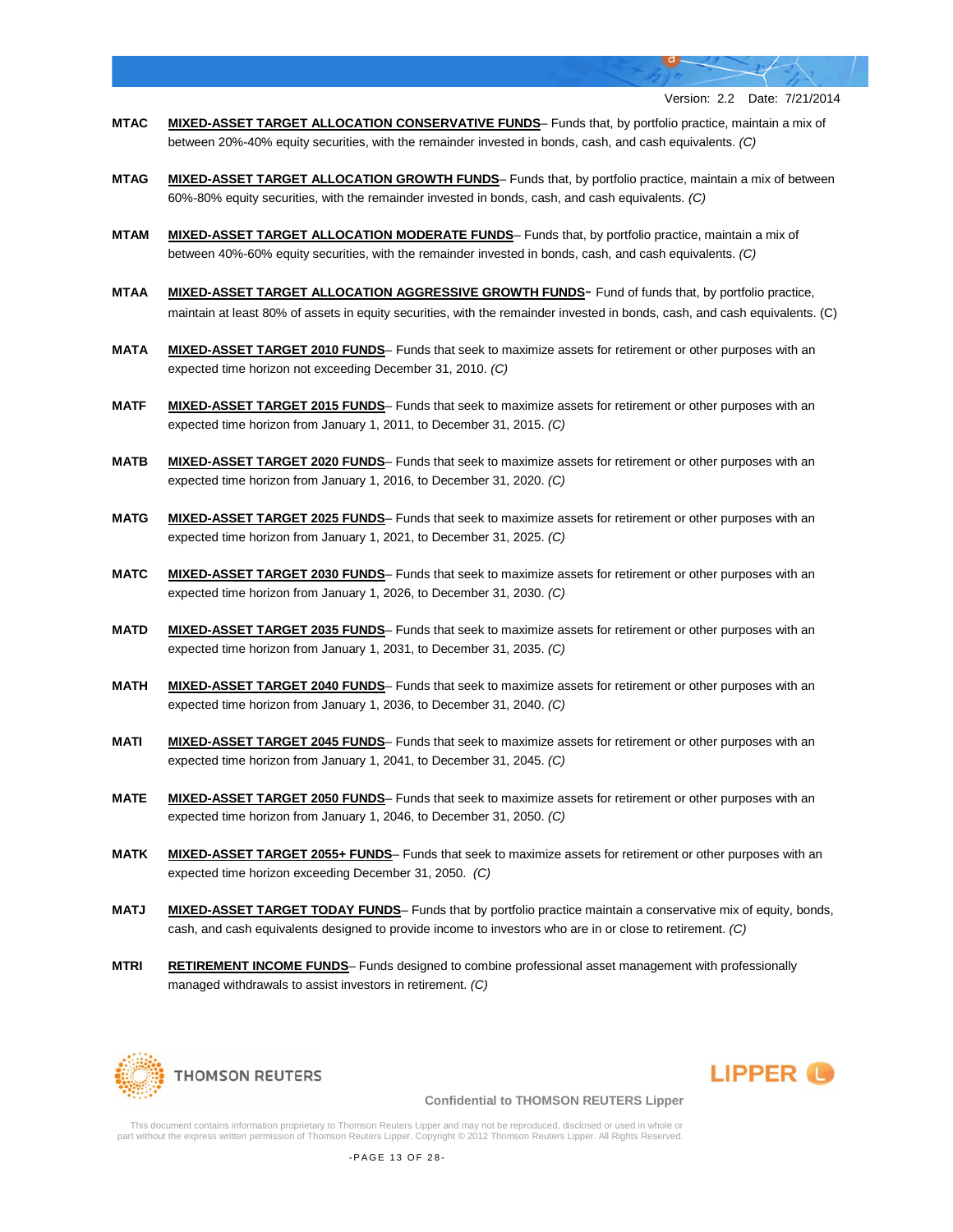**MTAC** **MIXED-ASSET TARGET ALLOCATION CONSERVATIVE FUNDS**– Funds that, by portfolio practice, maintain a mix of between 20%-40% equity securities, with the remainder invested in bonds, cash, and cash equivalents. *(C)*

**MTAG** **MIXED-ASSET TARGET ALLOCATION GROWTH FUNDS**– Funds that, by portfolio practice, maintain a mix of between 60%-80% equity securities, with the remainder invested in bonds, cash, and cash equivalents. *(C)*

**MTAM** **MIXED-ASSET TARGET ALLOCATION MODERATE FUNDS**– Funds that, by portfolio practice, maintain a mix of between 40%-60% equity securities, with the remainder invested in bonds, cash, and cash equivalents. *(C)*

**MTAA** **MIXED-ASSET TARGET ALLOCATION AGGRESSIVE GROWTH FUNDS**- Fund of funds that, by portfolio practice, maintain at least 80% of assets in equity securities, with the remainder invested in bonds, cash, and cash equivalents. (C)

**MATA** **MIXED-ASSET TARGET 2010 FUNDS**– Funds that seek to maximize assets for retirement or other purposes with an expected time horizon not exceeding December 31, 2010. *(C)*

**MATF** **MIXED-ASSET TARGET 2015 FUNDS**– Funds that seek to maximize assets for retirement or other purposes with an expected time horizon from January 1, 2011, to December 31, 2015. *(C)*

**MATB** **MIXED-ASSET TARGET 2020 FUNDS**– Funds that seek to maximize assets for retirement or other purposes with an expected time horizon from January 1, 2016, to December 31, 2020. *(C)*

**MATG** **MIXED-ASSET TARGET 2025 FUNDS**– Funds that seek to maximize assets for retirement or other purposes with an expected time horizon from January 1, 2021, to December 31, 2025. *(C)*

**MATC** **MIXED-ASSET TARGET 2030 FUNDS**– Funds that seek to maximize assets for retirement or other purposes with an expected time horizon from January 1, 2026, to December 31, 2030. *(C)*

**MATD** **MIXED-ASSET TARGET 2035 FUNDS**– Funds that seek to maximize assets for retirement or other purposes with an expected time horizon from January 1, 2031, to December 31, 2035. *(C)*

**MATH** **MIXED-ASSET TARGET 2040 FUNDS**– Funds that seek to maximize assets for retirement or other purposes with an expected time horizon from January 1, 2036, to December 31, 2040. *(C)*

**MATI** **MIXED-ASSET TARGET 2045 FUNDS**– Funds that seek to maximize assets for retirement or other purposes with an expected time horizon from January 1, 2041, to December 31, 2045. *(C)*

**MATE** **MIXED-ASSET TARGET 2050 FUNDS**– Funds that seek to maximize assets for retirement or other purposes with an expected time horizon from January 1, 2046, to December 31, 2050. *(C)*

**MATK** **MIXED-ASSET TARGET 2055+ FUNDS**– Funds that seek to maximize assets for retirement or other purposes with an expected time horizon exceeding December 31, 2050. *(C)*

**MATJ** **MIXED-ASSET TARGET TODAY FUNDS**– Funds that by portfolio practice maintain a conservative mix of equity, bonds, cash, and cash equivalents designed to provide income to investors who are in or close to retirement. *(C)*

**MTRI** **RETIREMENT INCOME FUNDS**– Funds designed to combine professional asset management with professionally managed withdrawals to assist investors in retirement. *(C)*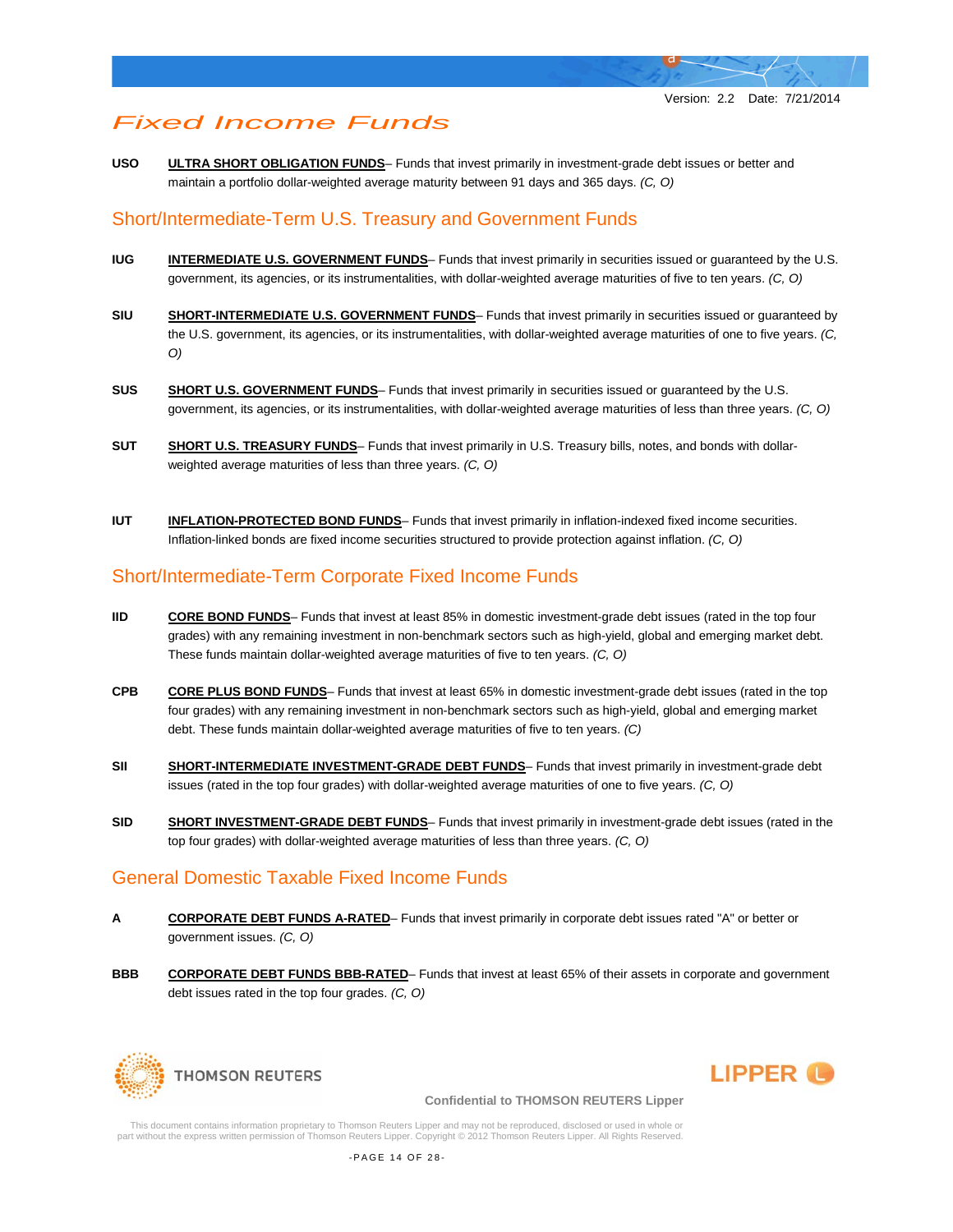# Fixed Income Funds

**USO** **ULTRA SHORT OBLIGATION FUNDS**– Funds that invest primarily in investment-grade debt issues or better and maintain a portfolio dollar-weighted average maturity between 91 days and 365 days. *(C, O)*

## Short/Intermediate-Term U.S. Treasury and Government Funds

**IUG** **INTERMEDIATE U.S. GOVERNMENT FUNDS**– Funds that invest primarily in securities issued or guaranteed by the U.S. government, its agencies, or its instrumentalities, with dollar-weighted average maturities of five to ten years. *(C, O)*

**SIU** **SHORT-INTERMEDIATE U.S. GOVERNMENT FUNDS**– Funds that invest primarily in securities issued or guaranteed by the U.S. government, its agencies, or its instrumentalities, with dollar-weighted average maturities of one to five years. *(C, O)*

**SUS** **SHORT U.S. GOVERNMENT FUNDS**– Funds that invest primarily in securities issued or guaranteed by the U.S. government, its agencies, or its instrumentalities, with dollar-weighted average maturities of less than three years. *(C, O)*

**SUT** **SHORT U.S. TREASURY FUNDS**– Funds that invest primarily in U.S. Treasury bills, notes, and bonds with dollar-weighted average maturities of less than three years. *(C, O)*

**IUT** **INFLATION-PROTECTED BOND FUNDS**– Funds that invest primarily in inflation-indexed fixed income securities. Inflation-linked bonds are fixed income securities structured to provide protection against inflation. *(C, O)*

## Short/Intermediate-Term Corporate Fixed Income Funds

**IID** **CORE BOND FUNDS**– Funds that invest at least 85% in domestic investment-grade debt issues (rated in the top four grades) with any remaining investment in non-benchmark sectors such as high-yield, global and emerging market debt. These funds maintain dollar-weighted average maturities of five to ten years. *(C, O)*

**CPB** **CORE PLUS BOND FUNDS**– Funds that invest at least 65% in domestic investment-grade debt issues (rated in the top four grades) with any remaining investment in non-benchmark sectors such as high-yield, global and emerging market debt. These funds maintain dollar-weighted average maturities of five to ten years. *(C)*

**SII** **SHORT-INTERMEDIATE INVESTMENT-GRADE DEBT FUNDS**– Funds that invest primarily in investment-grade debt issues (rated in the top four grades) with dollar-weighted average maturities of one to five years. *(C, O)*

**SID** **SHORT INVESTMENT-GRADE DEBT FUNDS**– Funds that invest primarily in investment-grade debt issues (rated in the top four grades) with dollar-weighted average maturities of less than three years. *(C, O)*

## General Domestic Taxable Fixed Income Funds

**A** **CORPORATE DEBT FUNDS A-RATED**– Funds that invest primarily in corporate debt issues rated "A" or better or government issues. *(C, O)*

**BBB** **CORPORATE DEBT FUNDS BBB-RATED**– Funds that invest at least 65% of their assets in corporate and government debt issues rated in the top four grades. *(C, O)*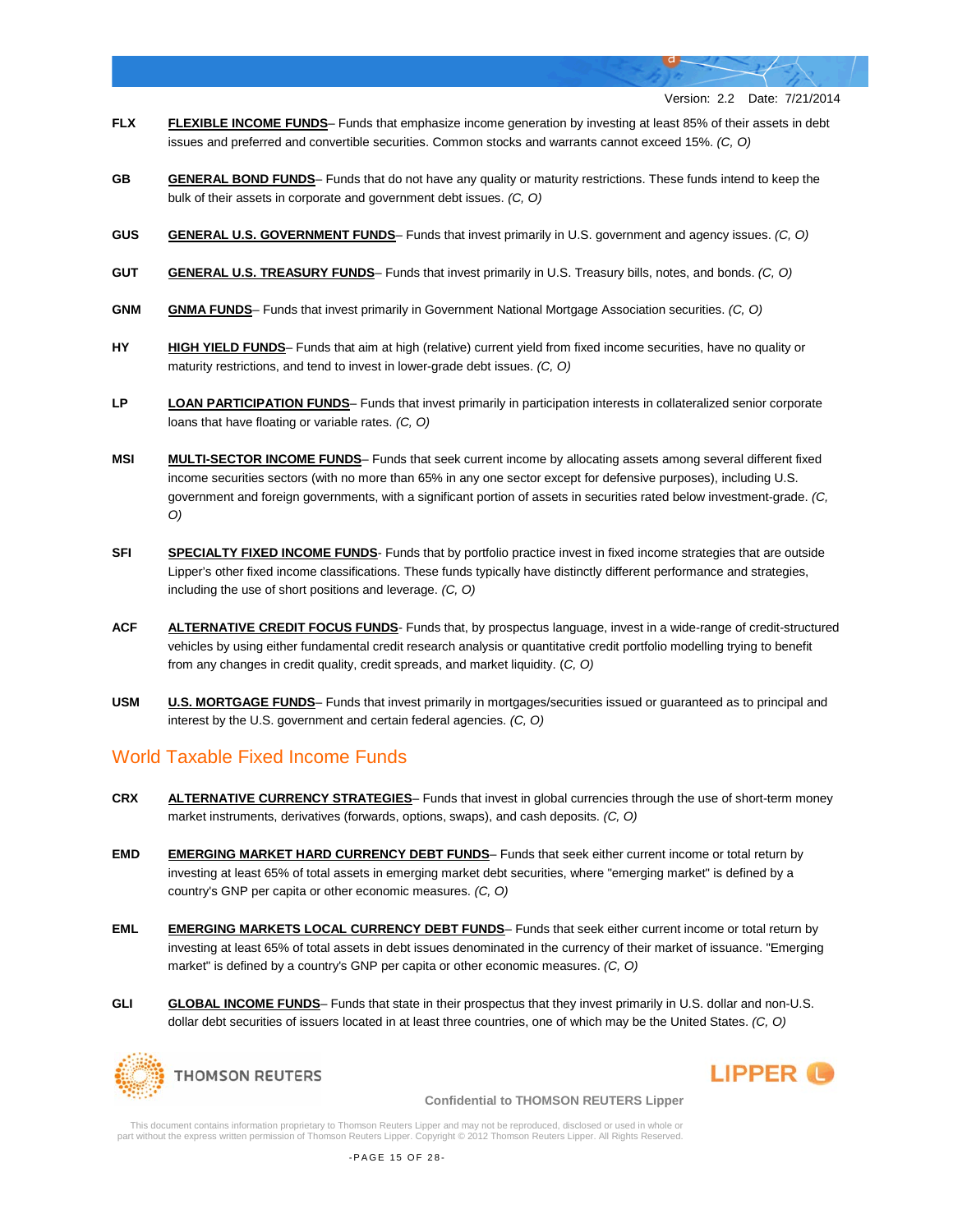**FLX** **FLEXIBLE INCOME FUNDS**– Funds that emphasize income generation by investing at least 85% of their assets in debt issues and preferred and convertible securities. Common stocks and warrants cannot exceed 15%. *(C, O)*

**GB** **GENERAL BOND FUNDS**– Funds that do not have any quality or maturity restrictions. These funds intend to keep the bulk of their assets in corporate and government debt issues. *(C, O)*

**GUS** **GENERAL U.S. GOVERNMENT FUNDS**– Funds that invest primarily in U.S. government and agency issues. *(C, O)*

**GUT** **GENERAL U.S. TREASURY FUNDS**– Funds that invest primarily in U.S. Treasury bills, notes, and bonds. *(C, O)*

**GNM** **GNMA FUNDS**– Funds that invest primarily in Government National Mortgage Association securities. *(C, O)*

**HY** **HIGH YIELD FUNDS**– Funds that aim at high (relative) current yield from fixed income securities, have no quality or maturity restrictions, and tend to invest in lower-grade debt issues. *(C, O)*

**LP** **LOAN PARTICIPATION FUNDS**– Funds that invest primarily in participation interests in collateralized senior corporate loans that have floating or variable rates. *(C, O)*

**MSI** **MULTI-SECTOR INCOME FUNDS**– Funds that seek current income by allocating assets among several different fixed income securities sectors (with no more than 65% in any one sector except for defensive purposes), including U.S. government and foreign governments, with a significant portion of assets in securities rated below investment-grade. *(C, O)*

**SFI** **SPECIALTY FIXED INCOME FUNDS**- Funds that by portfolio practice invest in fixed income strategies that are outside Lipper's other fixed income classifications. These funds typically have distinctly different performance and strategies, including the use of short positions and leverage. *(C, O)*

**ACF** **ALTERNATIVE CREDIT FOCUS FUNDS**- Funds that, by prospectus language, invest in a wide-range of credit-structured vehicles by using either fundamental credit research analysis or quantitative credit portfolio modelling trying to benefit from any changes in credit quality, credit spreads, and market liquidity. (*C, O)*

**USM** **U.S. MORTGAGE FUNDS**– Funds that invest primarily in mortgages/securities issued or guaranteed as to principal and interest by the U.S. government and certain federal agencies. *(C, O)*

## World Taxable Fixed Income Funds

**CRX** **ALTERNATIVE CURRENCY STRATEGIES**– Funds that invest in global currencies through the use of short-term money market instruments, derivatives (forwards, options, swaps), and cash deposits. *(C, O)*

**EMD** **EMERGING MARKET HARD CURRENCY DEBT FUNDS**– Funds that seek either current income or total return by investing at least 65% of total assets in emerging market debt securities, where "emerging market" is defined by a country's GNP per capita or other economic measures. *(C, O)*

**EML** **EMERGING MARKETS LOCAL CURRENCY DEBT FUNDS**– Funds that seek either current income or total return by investing at least 65% of total assets in debt issues denominated in the currency of their market of issuance. "Emerging market" is defined by a country's GNP per capita or other economic measures. *(C, O)*

**GLI** **GLOBAL INCOME FUNDS**– Funds that state in their prospectus that they invest primarily in U.S. dollar and non-U.S. dollar debt securities of issuers located in at least three countries, one of which may be the United States. *(C, O)*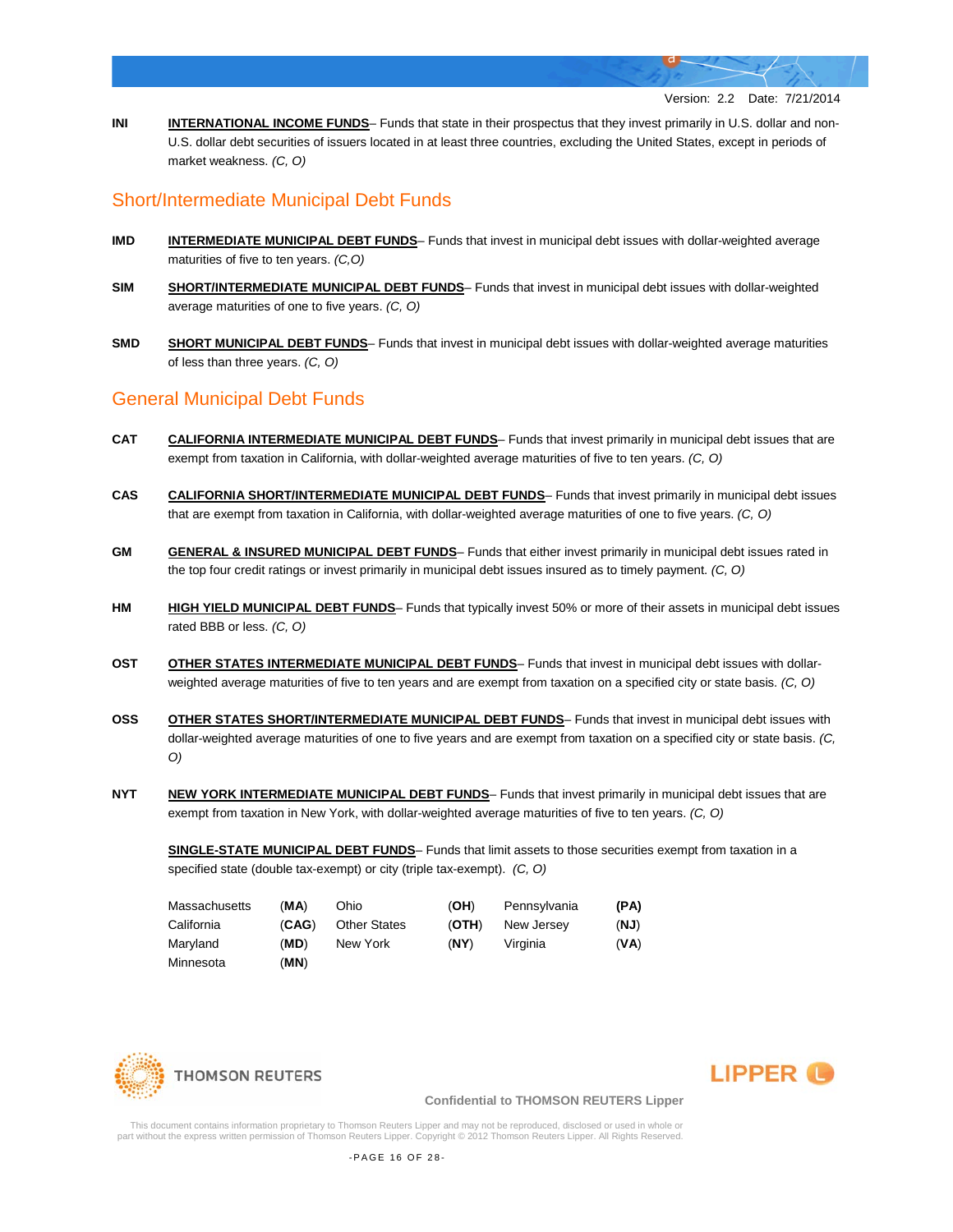**INI** **INTERNATIONAL INCOME FUNDS**– Funds that state in their prospectus that they invest primarily in U.S. dollar and non-U.S. dollar debt securities of issuers located in at least three countries, excluding the United States, except in periods of market weakness. *(C, O)*

## Short/Intermediate Municipal Debt Funds

**IMD** **INTERMEDIATE MUNICIPAL DEBT FUNDS**– Funds that invest in municipal debt issues with dollar-weighted average maturities of five to ten years. *(C,O)*

**SIM** **SHORT/INTERMEDIATE MUNICIPAL DEBT FUNDS**– Funds that invest in municipal debt issues with dollar-weighted average maturities of one to five years. *(C, O)*

**SMD** **SHORT MUNICIPAL DEBT FUNDS**– Funds that invest in municipal debt issues with dollar-weighted average maturities of less than three years. *(C, O)*

## General Municipal Debt Funds

**CAT** **CALIFORNIA INTERMEDIATE MUNICIPAL DEBT FUNDS**– Funds that invest primarily in municipal debt issues that are exempt from taxation in California, with dollar-weighted average maturities of five to ten years. *(C, O)*

**CAS** **CALIFORNIA SHORT/INTERMEDIATE MUNICIPAL DEBT FUNDS**– Funds that invest primarily in municipal debt issues that are exempt from taxation in California, with dollar-weighted average maturities of one to five years. *(C, O)*

**GM** **GENERAL & INSURED MUNICIPAL DEBT FUNDS**– Funds that either invest primarily in municipal debt issues rated in the top four credit ratings or invest primarily in municipal debt issues insured as to timely payment. *(C, O)*

**HM** **HIGH YIELD MUNICIPAL DEBT FUNDS**– Funds that typically invest 50% or more of their assets in municipal debt issues rated BBB or less. *(C, O)*

**OST** **OTHER STATES INTERMEDIATE MUNICIPAL DEBT FUNDS**– Funds that invest in municipal debt issues with dollar-weighted average maturities of five to ten years and are exempt from taxation on a specified city or state basis. *(C, O)*

**OSS** **OTHER STATES SHORT/INTERMEDIATE MUNICIPAL DEBT FUNDS**– Funds that invest in municipal debt issues with dollar-weighted average maturities of one to five years and are exempt from taxation on a specified city or state basis. *(C, O)*

**NYT** **NEW YORK INTERMEDIATE MUNICIPAL DEBT FUNDS**– Funds that invest primarily in municipal debt issues that are exempt from taxation in New York, with dollar-weighted average maturities of five to ten years. *(C, O)*

**SINGLE-STATE MUNICIPAL DEBT FUNDS**– Funds that limit assets to those securities exempt from taxation in a specified state (double tax-exempt) or city (triple tax-exempt). *(C, O)*

| | | | | | |
|---|---|---|---|---|---|
| Massachusetts | (**MA**) | Ohio | (**OH**) | Pennsylvania | **(PA)** |
| California | (**CAG**) | Other States | (**OTH**) | New Jersey | (**NJ**) |
| Maryland | (**MD**) | New York | (**NY**) | Virginia | (**VA**) |
| Minnesota | (**MN**) | | | | |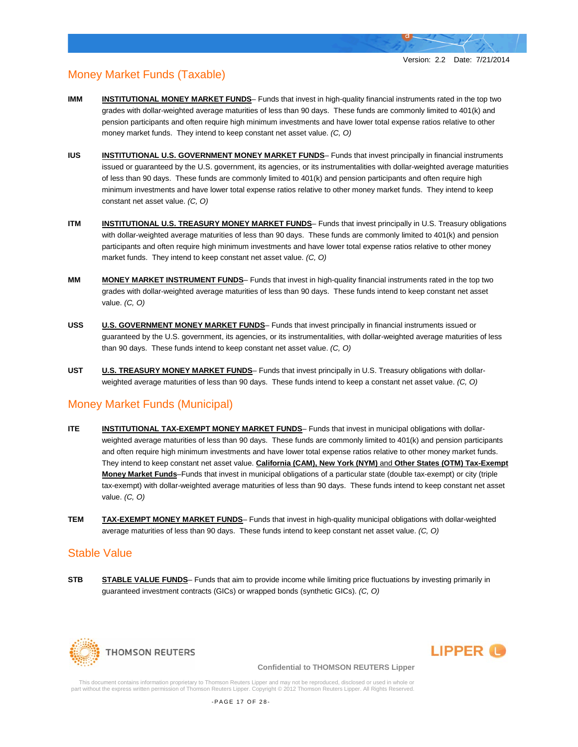## Money Market Funds (Taxable)

**IMM** **INSTITUTIONAL MONEY MARKET FUNDS**– Funds that invest in high-quality financial instruments rated in the top two grades with dollar-weighted average maturities of less than 90 days. These funds are commonly limited to 401(k) and pension participants and often require high minimum investments and have lower total expense ratios relative to other money market funds. They intend to keep constant net asset value. *(C, O)*

**IUS** **INSTITUTIONAL U.S. GOVERNMENT MONEY MARKET FUNDS**– Funds that invest principally in financial instruments issued or guaranteed by the U.S. government, its agencies, or its instrumentalities with dollar-weighted average maturities of less than 90 days. These funds are commonly limited to 401(k) and pension participants and often require high minimum investments and have lower total expense ratios relative to other money market funds. They intend to keep constant net asset value. *(C, O)*

**ITM** **INSTITUTIONAL U.S. TREASURY MONEY MARKET FUNDS**– Funds that invest principally in U.S. Treasury obligations with dollar-weighted average maturities of less than 90 days. These funds are commonly limited to 401(k) and pension participants and often require high minimum investments and have lower total expense ratios relative to other money market funds. They intend to keep constant net asset value. *(C, O)*

**MM** **MONEY MARKET INSTRUMENT FUNDS**– Funds that invest in high-quality financial instruments rated in the top two grades with dollar-weighted average maturities of less than 90 days. These funds intend to keep constant net asset value. *(C, O)*

**USS** **U.S. GOVERNMENT MONEY MARKET FUNDS**– Funds that invest principally in financial instruments issued or guaranteed by the U.S. government, its agencies, or its instrumentalities, with dollar-weighted average maturities of less than 90 days. These funds intend to keep constant net asset value. *(C, O)*

**UST** **U.S. TREASURY MONEY MARKET FUNDS**– Funds that invest principally in U.S. Treasury obligations with dollar-weighted average maturities of less than 90 days. These funds intend to keep a constant net asset value. *(C, O)*

## Money Market Funds (Municipal)

**ITE** **INSTITUTIONAL TAX-EXEMPT MONEY MARKET FUNDS**– Funds that invest in municipal obligations with dollar-weighted average maturities of less than 90 days. These funds are commonly limited to 401(k) and pension participants and often require high minimum investments and have lower total expense ratios relative to other money market funds. They intend to keep constant net asset value. **California (CAM), New York (NYM)** and **Other States (OTM) Tax-Exempt Money Market Funds**–Funds that invest in municipal obligations of a particular state (double tax-exempt) or city (triple tax-exempt) with dollar-weighted average maturities of less than 90 days. These funds intend to keep constant net asset value. *(C, O)*

**TEM** **TAX-EXEMPT MONEY MARKET FUNDS**– Funds that invest in high-quality municipal obligations with dollar-weighted average maturities of less than 90 days. These funds intend to keep constant net asset value. *(C, O)*

## Stable Value

**STB** **STABLE VALUE FUNDS**– Funds that aim to provide income while limiting price fluctuations by investing primarily in guaranteed investment contracts (GICs) or wrapped bonds (synthetic GICs). *(C, O)*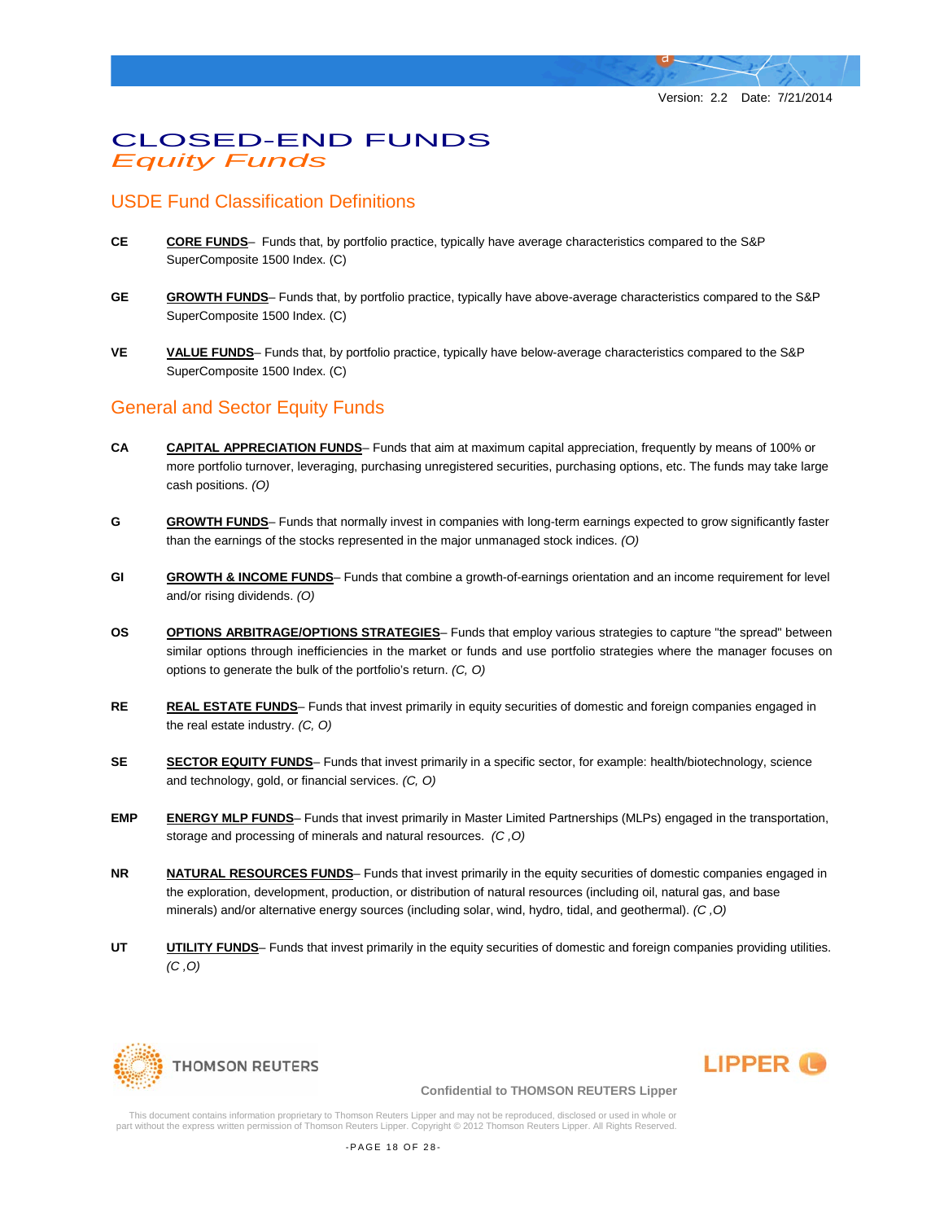# CLOSED-END FUNDS

## *Equity Funds*

### USDE Fund Classification Definitions

**CE** **CORE FUNDS**– Funds that, by portfolio practice, typically have average characteristics compared to the S&P SuperComposite 1500 Index. (C)

**GE** **GROWTH FUNDS**– Funds that, by portfolio practice, typically have above-average characteristics compared to the S&P SuperComposite 1500 Index. (C)

**VE** **VALUE FUNDS**– Funds that, by portfolio practice, typically have below-average characteristics compared to the S&P SuperComposite 1500 Index. (C)

### General and Sector Equity Funds

**CA** **CAPITAL APPRECIATION FUNDS**– Funds that aim at maximum capital appreciation, frequently by means of 100% or more portfolio turnover, leveraging, purchasing unregistered securities, purchasing options, etc. The funds may take large cash positions. *(O)*

**G** **GROWTH FUNDS**– Funds that normally invest in companies with long-term earnings expected to grow significantly faster than the earnings of the stocks represented in the major unmanaged stock indices. *(O)*

**GI** **GROWTH & INCOME FUNDS**– Funds that combine a growth-of-earnings orientation and an income requirement for level and/or rising dividends. *(O)*

**OS** **OPTIONS ARBITRAGE/OPTIONS STRATEGIES**– Funds that employ various strategies to capture "the spread" between similar options through inefficiencies in the market or funds and use portfolio strategies where the manager focuses on options to generate the bulk of the portfolio's return. *(C, O)*

**RE** **REAL ESTATE FUNDS**– Funds that invest primarily in equity securities of domestic and foreign companies engaged in the real estate industry. *(C, O)*

**SE** **SECTOR EQUITY FUNDS**– Funds that invest primarily in a specific sector, for example: health/biotechnology, science and technology, gold, or financial services. *(C, O)*

**EMP** **ENERGY MLP FUNDS**– Funds that invest primarily in Master Limited Partnerships (MLPs) engaged in the transportation, storage and processing of minerals and natural resources. *(C ,O)*

**NR** **NATURAL RESOURCES FUNDS**– Funds that invest primarily in the equity securities of domestic companies engaged in the exploration, development, production, or distribution of natural resources (including oil, natural gas, and base minerals) and/or alternative energy sources (including solar, wind, hydro, tidal, and geothermal). *(C ,O)*

**UT** **UTILITY FUNDS**– Funds that invest primarily in the equity securities of domestic and foreign companies providing utilities. *(C ,O)*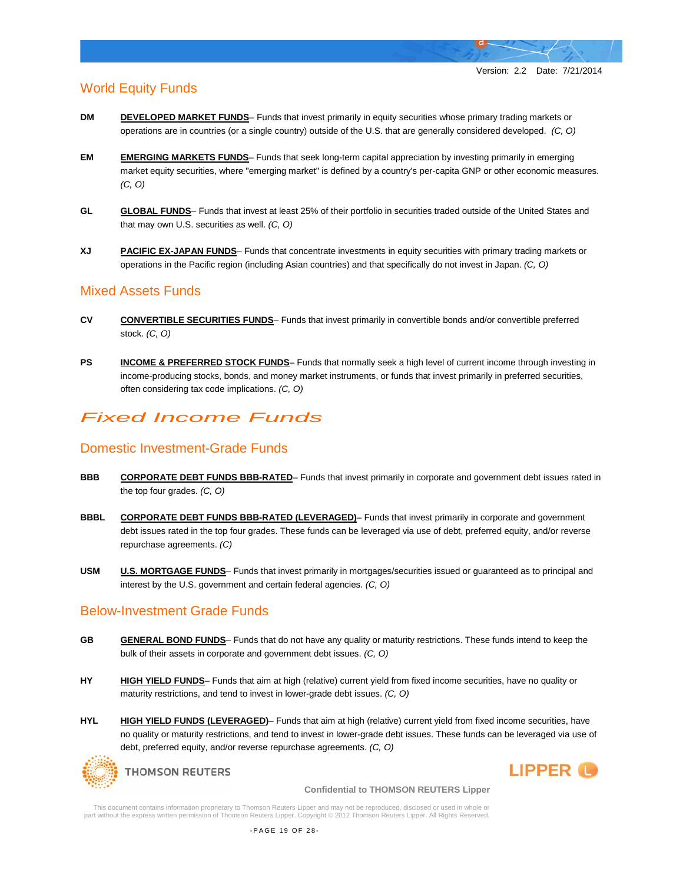## World Equity Funds

**DM** **DEVELOPED MARKET FUNDS**– Funds that invest primarily in equity securities whose primary trading markets or operations are in countries (or a single country) outside of the U.S. that are generally considered developed. *(C, O)*

**EM** **EMERGING MARKETS FUNDS**– Funds that seek long-term capital appreciation by investing primarily in emerging market equity securities, where "emerging market" is defined by a country's per-capita GNP or other economic measures. *(C, O)*

**GL** **GLOBAL FUNDS**– Funds that invest at least 25% of their portfolio in securities traded outside of the United States and that may own U.S. securities as well. *(C, O)*

**XJ** **PACIFIC EX-JAPAN FUNDS**– Funds that concentrate investments in equity securities with primary trading markets or operations in the Pacific region (including Asian countries) and that specifically do not invest in Japan. *(C, O)*

## Mixed Assets Funds

**CV** **CONVERTIBLE SECURITIES FUNDS**– Funds that invest primarily in convertible bonds and/or convertible preferred stock. *(C, O)*

**PS** **INCOME & PREFERRED STOCK FUNDS**– Funds that normally seek a high level of current income through investing in income-producing stocks, bonds, and money market instruments, or funds that invest primarily in preferred securities, often considering tax code implications. *(C, O)*

# *Fixed Income Funds*

## Domestic Investment-Grade Funds

**BBB** **CORPORATE DEBT FUNDS BBB-RATED**– Funds that invest primarily in corporate and government debt issues rated in the top four grades. *(C, O)*

**BBBL** **CORPORATE DEBT FUNDS BBB-RATED (LEVERAGED)**– Funds that invest primarily in corporate and government debt issues rated in the top four grades. These funds can be leveraged via use of debt, preferred equity, and/or reverse repurchase agreements. *(C)*

**USM** **U.S. MORTGAGE FUNDS**– Funds that invest primarily in mortgages/securities issued or guaranteed as to principal and interest by the U.S. government and certain federal agencies. *(C, O)*

## Below-Investment Grade Funds

**GB** **GENERAL BOND FUNDS**– Funds that do not have any quality or maturity restrictions. These funds intend to keep the bulk of their assets in corporate and government debt issues. *(C, O)*

**HY** **HIGH YIELD FUNDS**– Funds that aim at high (relative) current yield from fixed income securities, have no quality or maturity restrictions, and tend to invest in lower-grade debt issues. *(C, O)*

**HYL** **HIGH YIELD FUNDS (LEVERAGED)**– Funds that aim at high (relative) current yield from fixed income securities, have no quality or maturity restrictions, and tend to invest in lower-grade debt issues. These funds can be leveraged via use of debt, preferred equity, and/or reverse repurchase agreements. *(C, O)*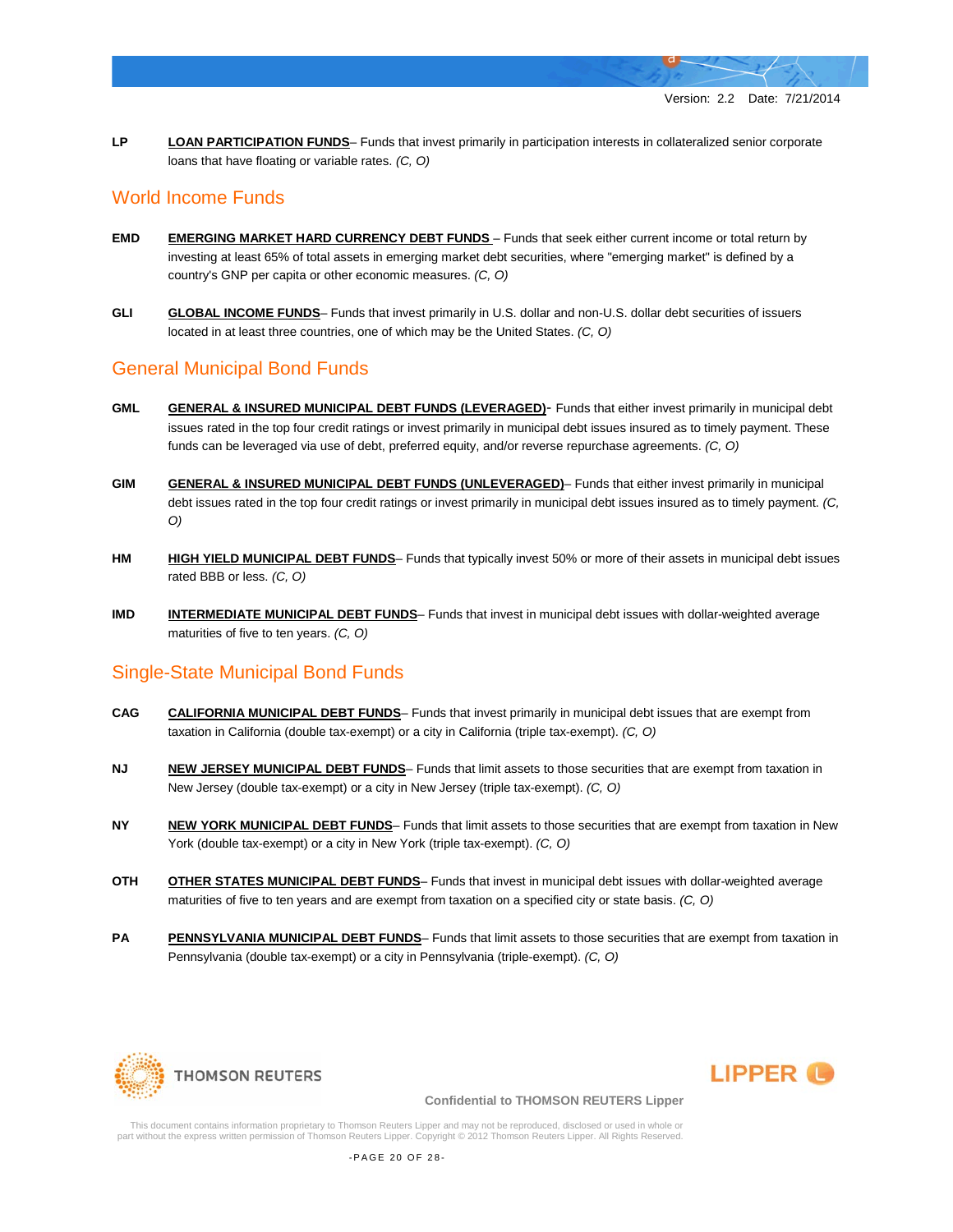**LP** **LOAN PARTICIPATION FUNDS**– Funds that invest primarily in participation interests in collateralized senior corporate loans that have floating or variable rates. *(C, O)*

## World Income Funds

**EMD** **EMERGING MARKET HARD CURRENCY DEBT FUNDS** – Funds that seek either current income or total return by investing at least 65% of total assets in emerging market debt securities, where "emerging market" is defined by a country's GNP per capita or other economic measures. *(C, O)*

**GLI** **GLOBAL INCOME FUNDS**– Funds that invest primarily in U.S. dollar and non-U.S. dollar debt securities of issuers located in at least three countries, one of which may be the United States. *(C, O)*

## General Municipal Bond Funds

**GML** **GENERAL & INSURED MUNICIPAL DEBT FUNDS (LEVERAGED)**- Funds that either invest primarily in municipal debt issues rated in the top four credit ratings or invest primarily in municipal debt issues insured as to timely payment. These funds can be leveraged via use of debt, preferred equity, and/or reverse repurchase agreements. *(C, O)*

**GIM** **GENERAL & INSURED MUNICIPAL DEBT FUNDS (UNLEVERAGED)**– Funds that either invest primarily in municipal debt issues rated in the top four credit ratings or invest primarily in municipal debt issues insured as to timely payment. *(C, O)*

**HM** **HIGH YIELD MUNICIPAL DEBT FUNDS**– Funds that typically invest 50% or more of their assets in municipal debt issues rated BBB or less. *(C, O)*

**IMD** **INTERMEDIATE MUNICIPAL DEBT FUNDS**– Funds that invest in municipal debt issues with dollar-weighted average maturities of five to ten years. *(C, O)*

## Single-State Municipal Bond Funds

**CAG** **CALIFORNIA MUNICIPAL DEBT FUNDS**– Funds that invest primarily in municipal debt issues that are exempt from taxation in California (double tax-exempt) or a city in California (triple tax-exempt). *(C, O)*

**NJ** **NEW JERSEY MUNICIPAL DEBT FUNDS**– Funds that limit assets to those securities that are exempt from taxation in New Jersey (double tax-exempt) or a city in New Jersey (triple tax-exempt). *(C, O)*

**NY** **NEW YORK MUNICIPAL DEBT FUNDS**– Funds that limit assets to those securities that are exempt from taxation in New York (double tax-exempt) or a city in New York (triple tax-exempt). *(C, O)*

**OTH** **OTHER STATES MUNICIPAL DEBT FUNDS**– Funds that invest in municipal debt issues with dollar-weighted average maturities of five to ten years and are exempt from taxation on a specified city or state basis. *(C, O)*

**PA** **PENNSYLVANIA MUNICIPAL DEBT FUNDS**– Funds that limit assets to those securities that are exempt from taxation in Pennsylvania (double tax-exempt) or a city in Pennsylvania (triple-exempt). *(C, O)*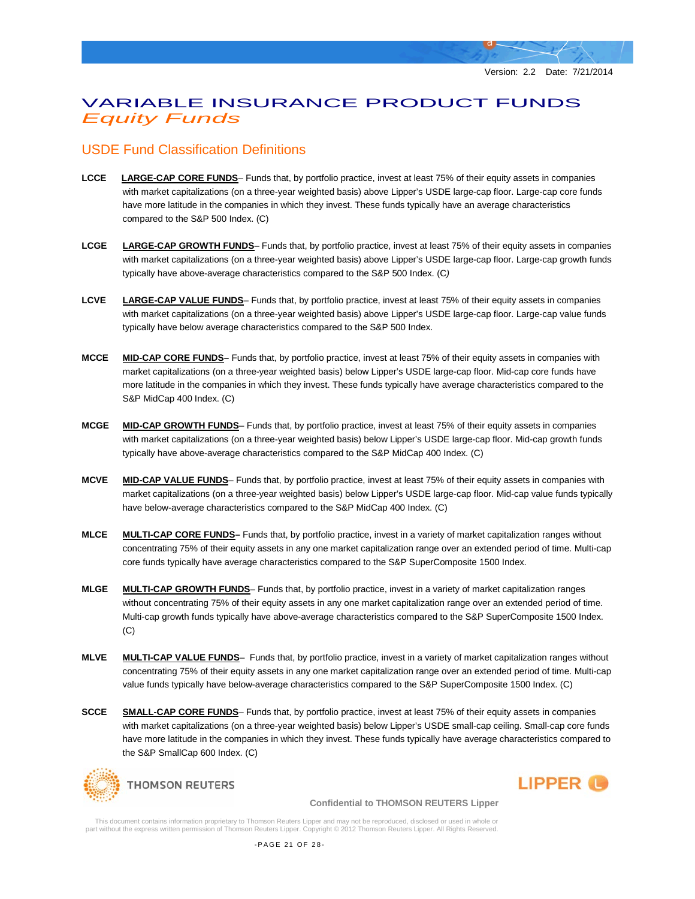# VARIABLE INSURANCE PRODUCT FUNDS

## *Equity Funds*

### USDE Fund Classification Definitions

**LCCE** **LARGE-CAP CORE FUNDS**– Funds that, by portfolio practice, invest at least 75% of their equity assets in companies with market capitalizations (on a three-year weighted basis) above Lipper's USDE large-cap floor. Large-cap core funds have more latitude in the companies in which they invest. These funds typically have an average characteristics compared to the S&P 500 Index. (C)

**LCGE** **LARGE-CAP GROWTH FUNDS**– Funds that, by portfolio practice, invest at least 75% of their equity assets in companies with market capitalizations (on a three-year weighted basis) above Lipper's USDE large-cap floor. Large-cap growth funds typically have above-average characteristics compared to the S&P 500 Index. (C)

**LCVE** **LARGE-CAP VALUE FUNDS**– Funds that, by portfolio practice, invest at least 75% of their equity assets in companies with market capitalizations (on a three-year weighted basis) above Lipper's USDE large-cap floor. Large-cap value funds typically have below average characteristics compared to the S&P 500 Index.

**MCCE** **MID-CAP CORE FUNDS–** Funds that, by portfolio practice, invest at least 75% of their equity assets in companies with market capitalizations (on a three-year weighted basis) below Lipper's USDE large-cap floor. Mid-cap core funds have more latitude in the companies in which they invest. These funds typically have average characteristics compared to the S&P MidCap 400 Index. (C)

**MCGE** **MID-CAP GROWTH FUNDS**– Funds that, by portfolio practice, invest at least 75% of their equity assets in companies with market capitalizations (on a three-year weighted basis) below Lipper's USDE large-cap floor. Mid-cap growth funds typically have above-average characteristics compared to the S&P MidCap 400 Index. (C)

**MCVE** **MID-CAP VALUE FUNDS**– Funds that, by portfolio practice, invest at least 75% of their equity assets in companies with market capitalizations (on a three-year weighted basis) below Lipper's USDE large-cap floor. Mid-cap value funds typically have below-average characteristics compared to the S&P MidCap 400 Index. (C)

**MLCE** **MULTI-CAP CORE FUNDS–** Funds that, by portfolio practice, invest in a variety of market capitalization ranges without concentrating 75% of their equity assets in any one market capitalization range over an extended period of time. Multi-cap core funds typically have average characteristics compared to the S&P SuperComposite 1500 Index.

**MLGE** **MULTI-CAP GROWTH FUNDS**– Funds that, by portfolio practice, invest in a variety of market capitalization ranges without concentrating 75% of their equity assets in any one market capitalization range over an extended period of time. Multi-cap growth funds typically have above-average characteristics compared to the S&P SuperComposite 1500 Index. (C)

**MLVE** **MULTI-CAP VALUE FUNDS**– Funds that, by portfolio practice, invest in a variety of market capitalization ranges without concentrating 75% of their equity assets in any one market capitalization range over an extended period of time. Multi-cap value funds typically have below-average characteristics compared to the S&P SuperComposite 1500 Index. (C)

**SCCE** **SMALL-CAP CORE FUNDS**– Funds that, by portfolio practice, invest at least 75% of their equity assets in companies with market capitalizations (on a three-year weighted basis) below Lipper's USDE small-cap ceiling. Small-cap core funds have more latitude in the companies in which they invest. These funds typically have average characteristics compared to the S&P SmallCap 600 Index. (C)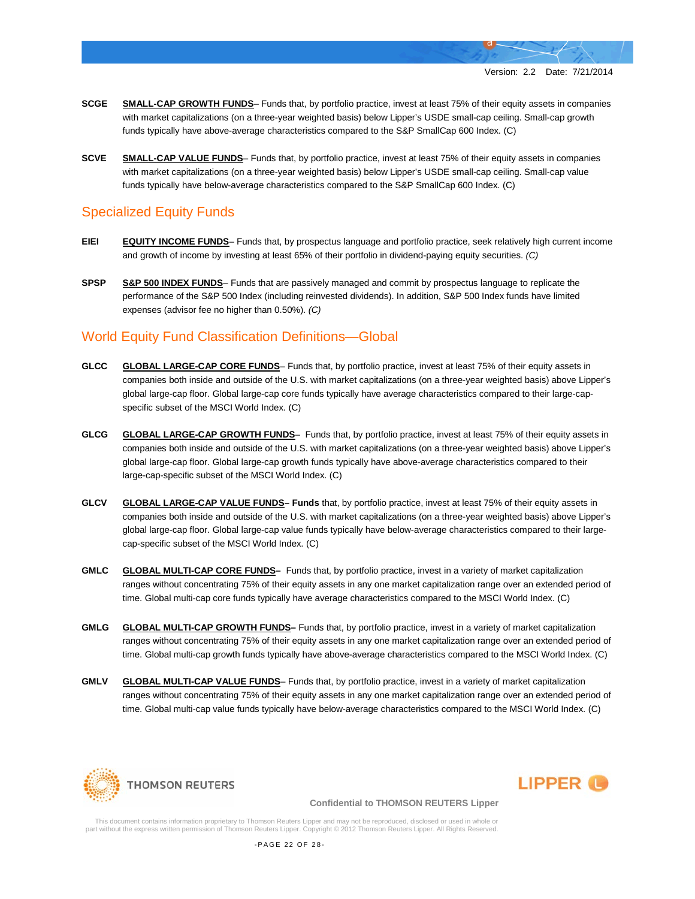**SCGE** **<u>SMALL-CAP GROWTH FUNDS</u>**– Funds that, by portfolio practice, invest at least 75% of their equity assets in companies with market capitalizations (on a three-year weighted basis) below Lipper's USDE small-cap ceiling. Small-cap growth funds typically have above-average characteristics compared to the S&P SmallCap 600 Index. (C)

**SCVE** **<u>SMALL-CAP VALUE FUNDS</u>**– Funds that, by portfolio practice, invest at least 75% of their equity assets in companies with market capitalizations (on a three-year weighted basis) below Lipper's USDE small-cap ceiling. Small-cap value funds typically have below-average characteristics compared to the S&P SmallCap 600 Index. (C)

## Specialized Equity Funds

**EIEI** **<u>EQUITY INCOME FUNDS</u>**– Funds that, by prospectus language and portfolio practice, seek relatively high current income and growth of income by investing at least 65% of their portfolio in dividend-paying equity securities. *(C)*

**SPSP** **<u>S&P 500 INDEX FUNDS</u>**– Funds that are passively managed and commit by prospectus language to replicate the performance of the S&P 500 Index (including reinvested dividends). In addition, S&P 500 Index funds have limited expenses (advisor fee no higher than 0.50%). *(C)*

## World Equity Fund Classification Definitions—Global

**GLCC** **<u>GLOBAL LARGE-CAP CORE FUNDS</u>**– Funds that, by portfolio practice, invest at least 75% of their equity assets in companies both inside and outside of the U.S. with market capitalizations (on a three-year weighted basis) above Lipper's global large-cap floor. Global large-cap core funds typically have average characteristics compared to their large-cap-specific subset of the MSCI World Index. (C)

**GLCG** **<u>GLOBAL LARGE-CAP GROWTH FUNDS</u>**– Funds that, by portfolio practice, invest at least 75% of their equity assets in companies both inside and outside of the U.S. with market capitalizations (on a three-year weighted basis) above Lipper's global large-cap floor. Global large-cap growth funds typically have above-average characteristics compared to their large-cap-specific subset of the MSCI World Index. (C)

**GLCV** **<u>GLOBAL LARGE-CAP VALUE FUNDS</u>– Funds** that, by portfolio practice, invest at least 75% of their equity assets in companies both inside and outside of the U.S. with market capitalizations (on a three-year weighted basis) above Lipper's global large-cap floor. Global large-cap value funds typically have below-average characteristics compared to their large-cap-specific subset of the MSCI World Index. (C)

**GMLC** **<u>GLOBAL MULTI-CAP CORE FUNDS</u>–** Funds that, by portfolio practice, invest in a variety of market capitalization ranges without concentrating 75% of their equity assets in any one market capitalization range over an extended period of time. Global multi-cap core funds typically have average characteristics compared to the MSCI World Index. (C)

**GMLG** **<u>GLOBAL MULTI-CAP GROWTH FUNDS</u>–** Funds that, by portfolio practice, invest in a variety of market capitalization ranges without concentrating 75% of their equity assets in any one market capitalization range over an extended period of time. Global multi-cap growth funds typically have above-average characteristics compared to the MSCI World Index. (C)

**GMLV** **<u>GLOBAL MULTI-CAP VALUE FUNDS</u>**– Funds that, by portfolio practice, invest in a variety of market capitalization ranges without concentrating 75% of their equity assets in any one market capitalization range over an extended period of time. Global multi-cap value funds typically have below-average characteristics compared to the MSCI World Index. (C)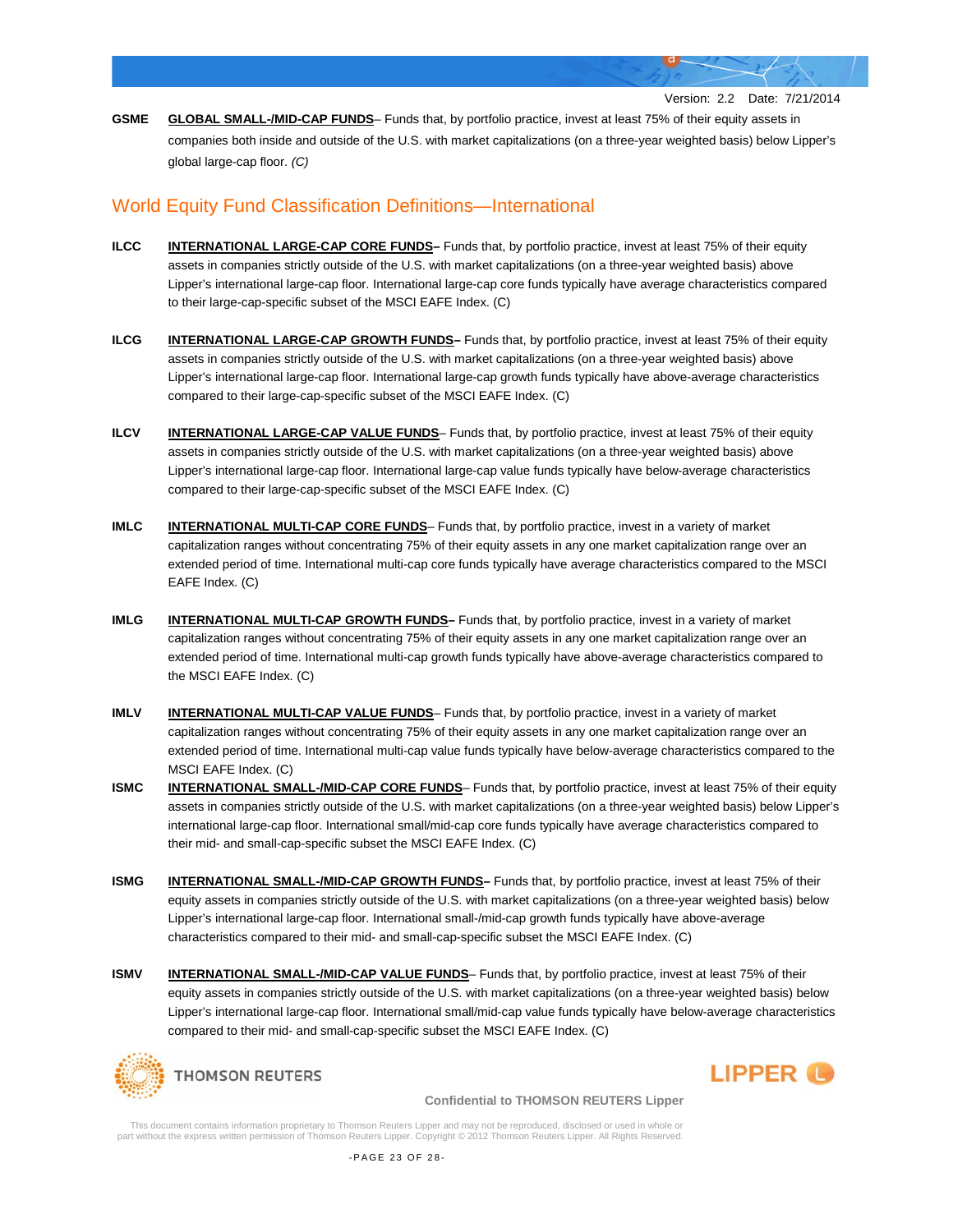**GSME** **GLOBAL SMALL-/MID-CAP FUNDS**– Funds that, by portfolio practice, invest at least 75% of their equity assets in companies both inside and outside of the U.S. with market capitalizations (on a three-year weighted basis) below Lipper's global large-cap floor. *(C)*

## World Equity Fund Classification Definitions—International

**ILCC** **INTERNATIONAL LARGE-CAP CORE FUNDS–** Funds that, by portfolio practice, invest at least 75% of their equity assets in companies strictly outside of the U.S. with market capitalizations (on a three-year weighted basis) above Lipper's international large-cap floor. International large-cap core funds typically have average characteristics compared to their large-cap-specific subset of the MSCI EAFE Index. (C)

**ILCG** **INTERNATIONAL LARGE-CAP GROWTH FUNDS–** Funds that, by portfolio practice, invest at least 75% of their equity assets in companies strictly outside of the U.S. with market capitalizations (on a three-year weighted basis) above Lipper's international large-cap floor. International large-cap growth funds typically have above-average characteristics compared to their large-cap-specific subset of the MSCI EAFE Index. (C)

**ILCV** **INTERNATIONAL LARGE-CAP VALUE FUNDS**– Funds that, by portfolio practice, invest at least 75% of their equity assets in companies strictly outside of the U.S. with market capitalizations (on a three-year weighted basis) above Lipper's international large-cap floor. International large-cap value funds typically have below-average characteristics compared to their large-cap-specific subset of the MSCI EAFE Index. (C)

**IMLC** **INTERNATIONAL MULTI-CAP CORE FUNDS**– Funds that, by portfolio practice, invest in a variety of market capitalization ranges without concentrating 75% of their equity assets in any one market capitalization range over an extended period of time. International multi-cap core funds typically have average characteristics compared to the MSCI EAFE Index. (C)

**IMLG** **INTERNATIONAL MULTI-CAP GROWTH FUNDS–** Funds that, by portfolio practice, invest in a variety of market capitalization ranges without concentrating 75% of their equity assets in any one market capitalization range over an extended period of time. International multi-cap growth funds typically have above-average characteristics compared to the MSCI EAFE Index. (C)

**IMLV** **INTERNATIONAL MULTI-CAP VALUE FUNDS**– Funds that, by portfolio practice, invest in a variety of market capitalization ranges without concentrating 75% of their equity assets in any one market capitalization range over an extended period of time. International multi-cap value funds typically have below-average characteristics compared to the MSCI EAFE Index. (C)

**ISMC** **INTERNATIONAL SMALL-/MID-CAP CORE FUNDS**– Funds that, by portfolio practice, invest at least 75% of their equity assets in companies strictly outside of the U.S. with market capitalizations (on a three-year weighted basis) below Lipper's international large-cap floor. International small/mid-cap core funds typically have average characteristics compared to their mid- and small-cap-specific subset the MSCI EAFE Index. (C)

**ISMG** **INTERNATIONAL SMALL-/MID-CAP GROWTH FUNDS–** Funds that, by portfolio practice, invest at least 75% of their equity assets in companies strictly outside of the U.S. with market capitalizations (on a three-year weighted basis) below Lipper's international large-cap floor. International small-/mid-cap growth funds typically have above-average characteristics compared to their mid- and small-cap-specific subset the MSCI EAFE Index. (C)

**ISMV** **INTERNATIONAL SMALL-/MID-CAP VALUE FUNDS**– Funds that, by portfolio practice, invest at least 75% of their equity assets in companies strictly outside of the U.S. with market capitalizations (on a three-year weighted basis) below Lipper's international large-cap floor. International small/mid-cap value funds typically have below-average characteristics compared to their mid- and small-cap-specific subset the MSCI EAFE Index. (C)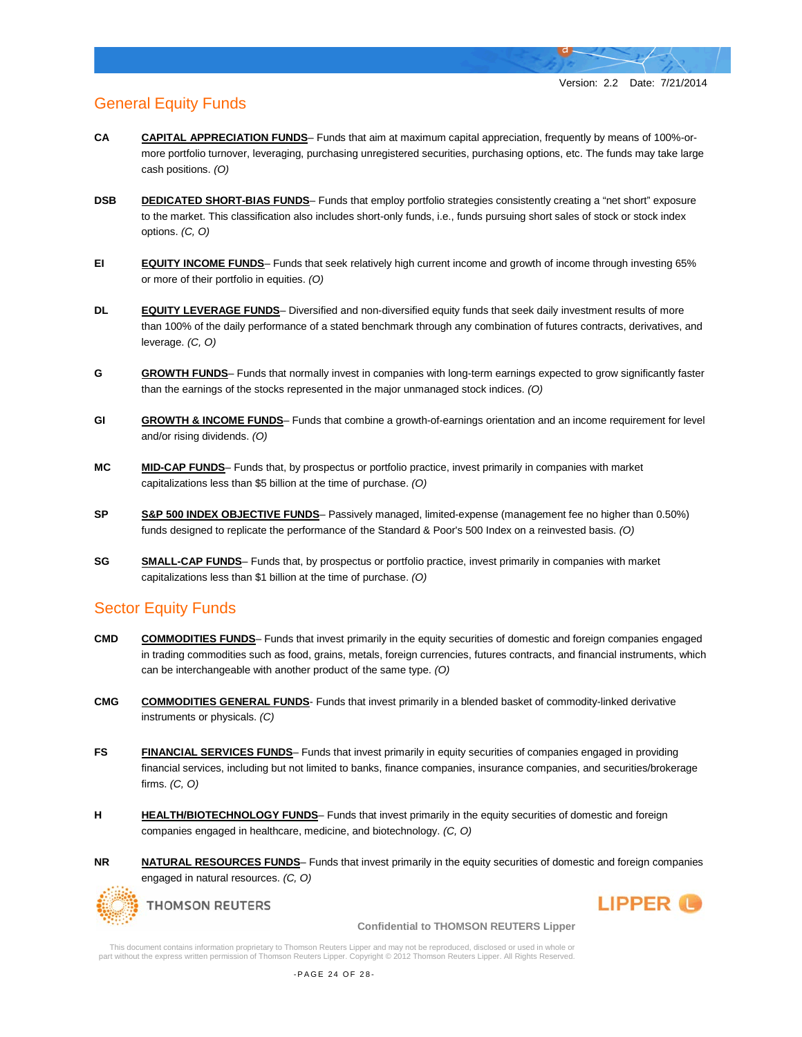## General Equity Funds

**CA** **CAPITAL APPRECIATION FUNDS**– Funds that aim at maximum capital appreciation, frequently by means of 100%-or-more portfolio turnover, leveraging, purchasing unregistered securities, purchasing options, etc. The funds may take large cash positions. *(O)*

**DSB** **DEDICATED SHORT-BIAS FUNDS**– Funds that employ portfolio strategies consistently creating a "net short" exposure to the market. This classification also includes short-only funds, i.e., funds pursuing short sales of stock or stock index options. *(C, O)*

**EI** **EQUITY INCOME FUNDS**– Funds that seek relatively high current income and growth of income through investing 65% or more of their portfolio in equities. *(O)*

**DL** **EQUITY LEVERAGE FUNDS**– Diversified and non-diversified equity funds that seek daily investment results of more than 100% of the daily performance of a stated benchmark through any combination of futures contracts, derivatives, and leverage. *(C, O)*

**G** **GROWTH FUNDS**– Funds that normally invest in companies with long-term earnings expected to grow significantly faster than the earnings of the stocks represented in the major unmanaged stock indices. *(O)*

**GI** **GROWTH & INCOME FUNDS**– Funds that combine a growth-of-earnings orientation and an income requirement for level and/or rising dividends. *(O)*

**MC** **MID-CAP FUNDS**– Funds that, by prospectus or portfolio practice, invest primarily in companies with market capitalizations less than $5 billion at the time of purchase. *(O)*

**SP** **S&P 500 INDEX OBJECTIVE FUNDS**– Passively managed, limited-expense (management fee no higher than 0.50%) funds designed to replicate the performance of the Standard & Poor's 500 Index on a reinvested basis. *(O)*

**SG** **SMALL-CAP FUNDS**– Funds that, by prospectus or portfolio practice, invest primarily in companies with market capitalizations less than $1 billion at the time of purchase. *(O)*

## Sector Equity Funds

**CMD** **COMMODITIES FUNDS**– Funds that invest primarily in the equity securities of domestic and foreign companies engaged in trading commodities such as food, grains, metals, foreign currencies, futures contracts, and financial instruments, which can be interchangeable with another product of the same type. *(O)*

**CMG** **COMMODITIES GENERAL FUNDS**- Funds that invest primarily in a blended basket of commodity-linked derivative instruments or physicals. *(C)*

**FS** **FINANCIAL SERVICES FUNDS**– Funds that invest primarily in equity securities of companies engaged in providing financial services, including but not limited to banks, finance companies, insurance companies, and securities/brokerage firms. *(C, O)*

**H** **HEALTH/BIOTECHNOLOGY FUNDS**– Funds that invest primarily in the equity securities of domestic and foreign companies engaged in healthcare, medicine, and biotechnology. *(C, O)*

**NR** **NATURAL RESOURCES FUNDS**– Funds that invest primarily in the equity securities of domestic and foreign companies engaged in natural resources. *(C, O)*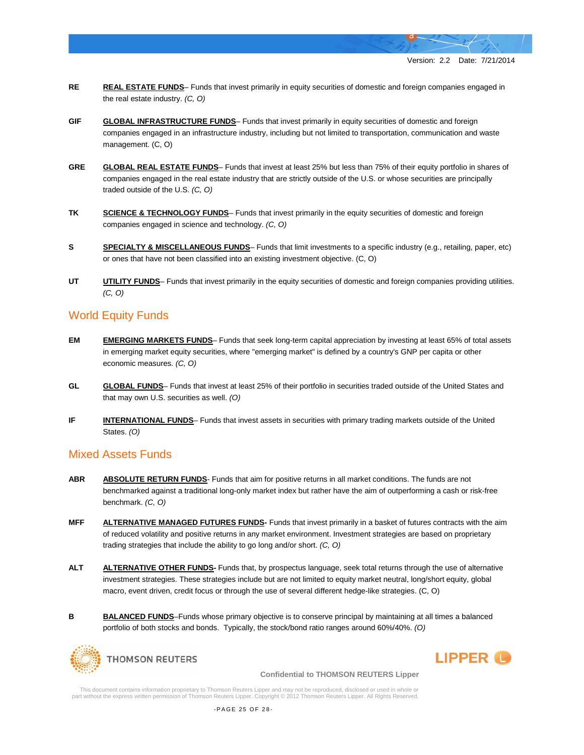**RE** **REAL ESTATE FUNDS**– Funds that invest primarily in equity securities of domestic and foreign companies engaged in the real estate industry. *(C, O)*

**GIF** **GLOBAL INFRASTRUCTURE FUNDS**– Funds that invest primarily in equity securities of domestic and foreign companies engaged in an infrastructure industry, including but not limited to transportation, communication and waste management. (C, O)

**GRE** **GLOBAL REAL ESTATE FUNDS**– Funds that invest at least 25% but less than 75% of their equity portfolio in shares of companies engaged in the real estate industry that are strictly outside of the U.S. or whose securities are principally traded outside of the U.S. *(C, O)*

**TK** **SCIENCE & TECHNOLOGY FUNDS**– Funds that invest primarily in the equity securities of domestic and foreign companies engaged in science and technology. *(C, O)*

**S** **SPECIALTY & MISCELLANEOUS FUNDS**– Funds that limit investments to a specific industry (e.g., retailing, paper, etc) or ones that have not been classified into an existing investment objective. (C, O)

**UT** **UTILITY FUNDS**– Funds that invest primarily in the equity securities of domestic and foreign companies providing utilities. *(C, O)*

## World Equity Funds

**EM** **EMERGING MARKETS FUNDS**– Funds that seek long-term capital appreciation by investing at least 65% of total assets in emerging market equity securities, where "emerging market" is defined by a country's GNP per capita or other economic measures. *(C, O)*

**GL** **GLOBAL FUNDS**– Funds that invest at least 25% of their portfolio in securities traded outside of the United States and that may own U.S. securities as well. *(O)*

**IF** **INTERNATIONAL FUNDS**– Funds that invest assets in securities with primary trading markets outside of the United States. *(O)*

## Mixed Assets Funds

**ABR** **ABSOLUTE RETURN FUNDS**- Funds that aim for positive returns in all market conditions. The funds are not benchmarked against a traditional long-only market index but rather have the aim of outperforming a cash or risk-free benchmark. *(C, O)*

**MFF** **ALTERNATIVE MANAGED FUTURES FUNDS-** Funds that invest primarily in a basket of futures contracts with the aim of reduced volatility and positive returns in any market environment. Investment strategies are based on proprietary trading strategies that include the ability to go long and/or short. *(C, O)*

**ALT** **ALTERNATIVE OTHER FUNDS-** Funds that, by prospectus language, seek total returns through the use of alternative investment strategies. These strategies include but are not limited to equity market neutral, long/short equity, global macro, event driven, credit focus or through the use of several different hedge-like strategies. (C, O)

**B** **BALANCED FUNDS**–Funds whose primary objective is to conserve principal by maintaining at all times a balanced portfolio of both stocks and bonds. Typically, the stock/bond ratio ranges around 60%/40%. *(O)*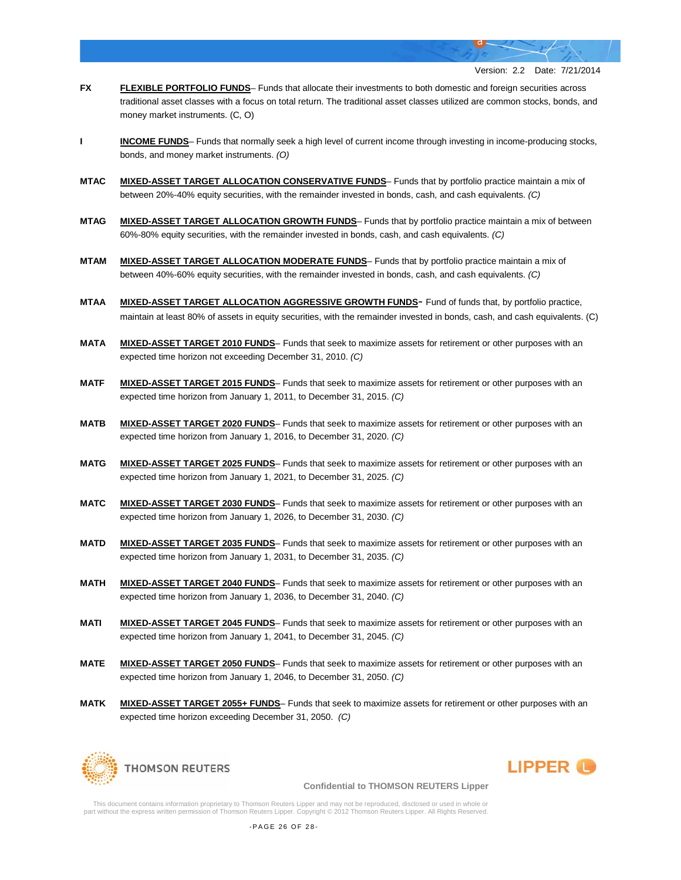Version: 2.2 Date: 7/21/2014

**FX** **FLEXIBLE PORTFOLIO FUNDS**– Funds that allocate their investments to both domestic and foreign securities across traditional asset classes with a focus on total return. The traditional asset classes utilized are common stocks, bonds, and money market instruments. (C, O)

**I** **INCOME FUNDS**– Funds that normally seek a high level of current income through investing in income-producing stocks, bonds, and money market instruments. *(O)*

**MTAC** **MIXED-ASSET TARGET ALLOCATION CONSERVATIVE FUNDS**– Funds that by portfolio practice maintain a mix of between 20%-40% equity securities, with the remainder invested in bonds, cash, and cash equivalents. *(C)*

**MTAG** **MIXED-ASSET TARGET ALLOCATION GROWTH FUNDS**– Funds that by portfolio practice maintain a mix of between 60%-80% equity securities, with the remainder invested in bonds, cash, and cash equivalents. *(C)*

**MTAM** **MIXED-ASSET TARGET ALLOCATION MODERATE FUNDS**– Funds that by portfolio practice maintain a mix of between 40%-60% equity securities, with the remainder invested in bonds, cash, and cash equivalents. *(C)*

**MTAA** **MIXED-ASSET TARGET ALLOCATION AGGRESSIVE GROWTH FUNDS**- Fund of funds that, by portfolio practice, maintain at least 80% of assets in equity securities, with the remainder invested in bonds, cash, and cash equivalents. (C)

**MATA** **MIXED-ASSET TARGET 2010 FUNDS**– Funds that seek to maximize assets for retirement or other purposes with an expected time horizon not exceeding December 31, 2010. *(C)*

**MATF** **MIXED-ASSET TARGET 2015 FUNDS**– Funds that seek to maximize assets for retirement or other purposes with an expected time horizon from January 1, 2011, to December 31, 2015. *(C)*

**MATB** **MIXED-ASSET TARGET 2020 FUNDS**– Funds that seek to maximize assets for retirement or other purposes with an expected time horizon from January 1, 2016, to December 31, 2020. *(C)*

**MATG** **MIXED-ASSET TARGET 2025 FUNDS**– Funds that seek to maximize assets for retirement or other purposes with an expected time horizon from January 1, 2021, to December 31, 2025. *(C)*

**MATC** **MIXED-ASSET TARGET 2030 FUNDS**– Funds that seek to maximize assets for retirement or other purposes with an expected time horizon from January 1, 2026, to December 31, 2030. *(C)*

**MATD** **MIXED-ASSET TARGET 2035 FUNDS**– Funds that seek to maximize assets for retirement or other purposes with an expected time horizon from January 1, 2031, to December 31, 2035. *(C)*

**MATH** **MIXED-ASSET TARGET 2040 FUNDS**– Funds that seek to maximize assets for retirement or other purposes with an expected time horizon from January 1, 2036, to December 31, 2040. *(C)*

**MATI** **MIXED-ASSET TARGET 2045 FUNDS**– Funds that seek to maximize assets for retirement or other purposes with an expected time horizon from January 1, 2041, to December 31, 2045. *(C)*

**MATE** **MIXED-ASSET TARGET 2050 FUNDS**– Funds that seek to maximize assets for retirement or other purposes with an expected time horizon from January 1, 2046, to December 31, 2050. *(C)*

**MATK** **MIXED-ASSET TARGET 2055+ FUNDS**– Funds that seek to maximize assets for retirement or other purposes with an expected time horizon exceeding December 31, 2050. *(C)*

THOMSON REUTERS LIPPER

Confidential to THOMSON REUTERS Lipper

This document contains information proprietary to Thomson Reuters Lipper and may not be reproduced, disclosed or used in whole or part without the express written permission of Thomson Reuters Lipper. Copyright © 2012 Thomson Reuters Lipper. All Rights Reserved.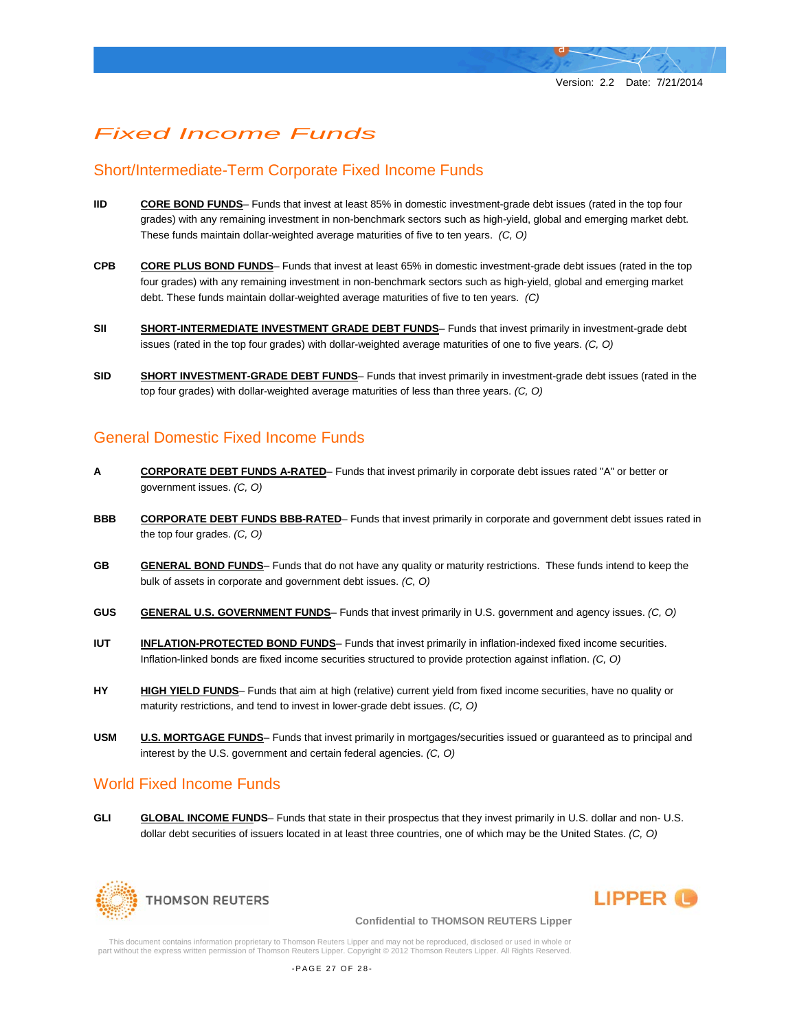# Fixed Income Funds

## Short/Intermediate-Term Corporate Fixed Income Funds

**IID** **CORE BOND FUNDS**– Funds that invest at least 85% in domestic investment-grade debt issues (rated in the top four grades) with any remaining investment in non-benchmark sectors such as high-yield, global and emerging market debt. These funds maintain dollar-weighted average maturities of five to ten years. *(C, O)*

**CPB** **CORE PLUS BOND FUNDS**– Funds that invest at least 65% in domestic investment-grade debt issues (rated in the top four grades) with any remaining investment in non-benchmark sectors such as high-yield, global and emerging market debt. These funds maintain dollar-weighted average maturities of five to ten years. *(C)*

**SII** **SHORT-INTERMEDIATE INVESTMENT GRADE DEBT FUNDS**– Funds that invest primarily in investment-grade debt issues (rated in the top four grades) with dollar-weighted average maturities of one to five years. *(C, O)*

**SID** **SHORT INVESTMENT-GRADE DEBT FUNDS**– Funds that invest primarily in investment-grade debt issues (rated in the top four grades) with dollar-weighted average maturities of less than three years. *(C, O)*

## General Domestic Fixed Income Funds

**A** **CORPORATE DEBT FUNDS A-RATED**– Funds that invest primarily in corporate debt issues rated "A" or better or government issues. *(C, O)*

**BBB** **CORPORATE DEBT FUNDS BBB-RATED**– Funds that invest primarily in corporate and government debt issues rated in the top four grades. *(C, O)*

**GB** **GENERAL BOND FUNDS**– Funds that do not have any quality or maturity restrictions. These funds intend to keep the bulk of assets in corporate and government debt issues. *(C, O)*

**GUS** **GENERAL U.S. GOVERNMENT FUNDS**– Funds that invest primarily in U.S. government and agency issues. *(C, O)*

**IUT** **INFLATION-PROTECTED BOND FUNDS**– Funds that invest primarily in inflation-indexed fixed income securities. Inflation-linked bonds are fixed income securities structured to provide protection against inflation. *(C, O)*

**HY** **HIGH YIELD FUNDS**– Funds that aim at high (relative) current yield from fixed income securities, have no quality or maturity restrictions, and tend to invest in lower-grade debt issues. *(C, O)*

**USM** **U.S. MORTGAGE FUNDS**– Funds that invest primarily in mortgages/securities issued or guaranteed as to principal and interest by the U.S. government and certain federal agencies. *(C, O)*

## World Fixed Income Funds

**GLI** **GLOBAL INCOME FUNDS**– Funds that state in their prospectus that they invest primarily in U.S. dollar and non- U.S. dollar debt securities of issuers located in at least three countries, one of which may be the United States. *(C, O)*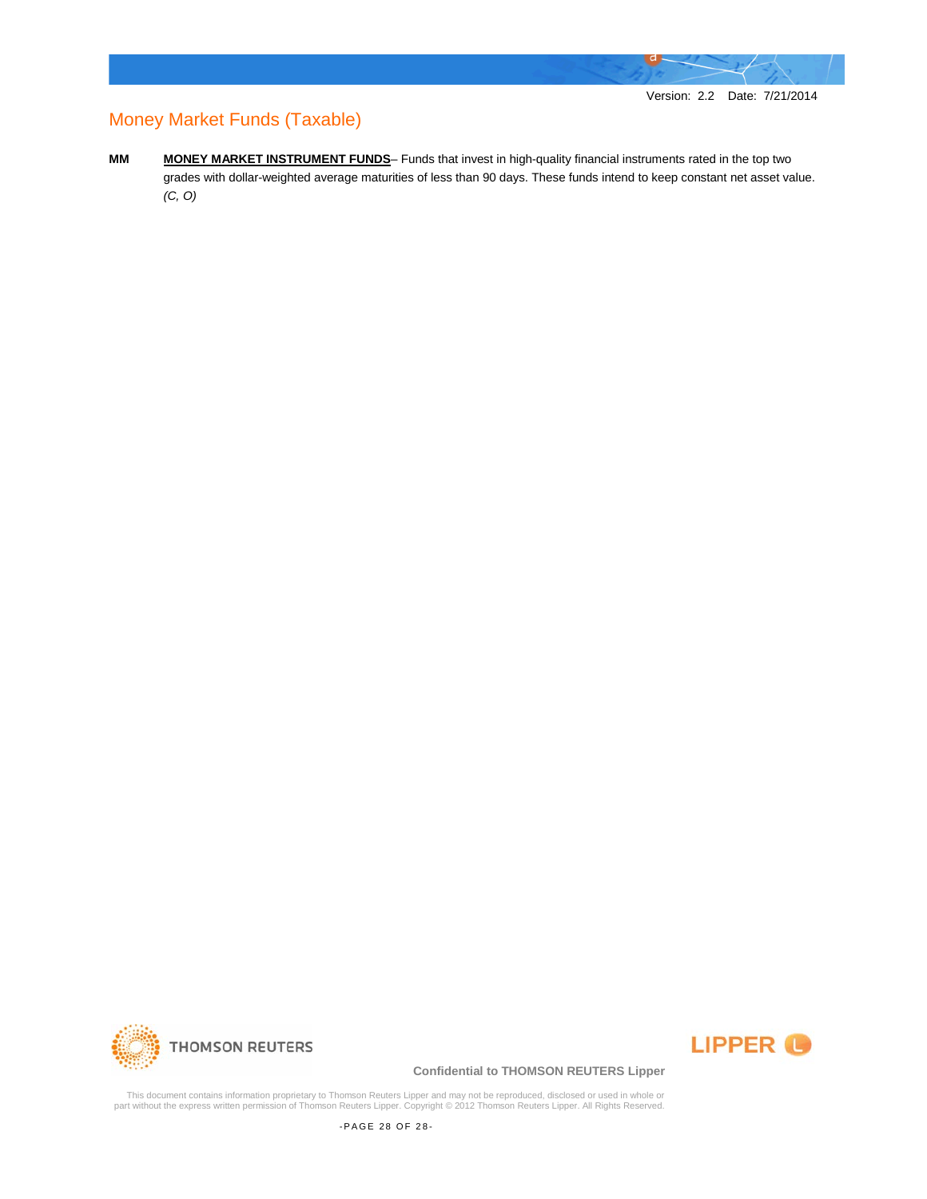## Money Market Funds (Taxable)

**MM** **MONEY MARKET INSTRUMENT FUNDS**– Funds that invest in high-quality financial instruments rated in the top two grades with dollar-weighted average maturities of less than 90 days. These funds intend to keep constant net asset value. *(C, O)*